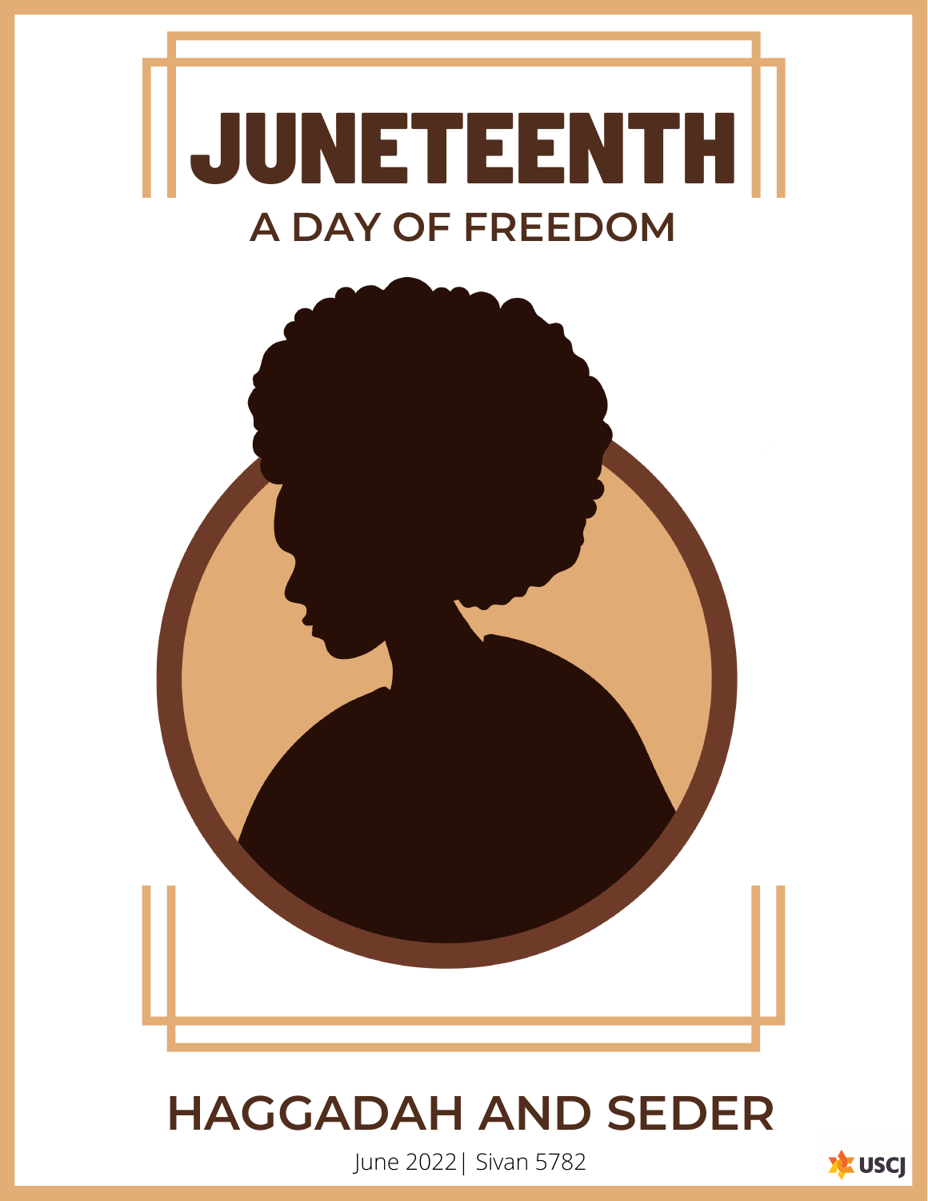# JUNETEENTH

## A DAY OF FREEDOM

## HAGGADAH AND SEDER

June 2022| Sivan 5782

USCJ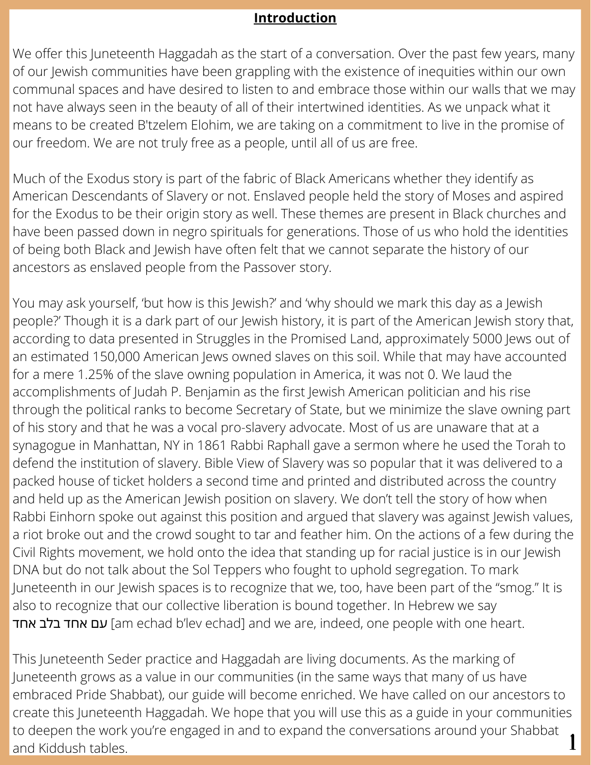## Introduction

We offer this Juneteenth Haggadah as the start of a conversation. Over the past few years, many of our Jewish communities have been grappling with the existence of inequities within our own communal spaces and have desired to listen to and embrace those within our walls that we may not have always seen in the beauty of all of their intertwined identities. As we unpack what it means to be created B'tzelem Elohim, we are taking on a commitment to live in the promise of our freedom. We are not truly free as a people, until all of us are free.

Much of the Exodus story is part of the fabric of Black Americans whether they identify as American Descendants of Slavery or not. Enslaved people held the story of Moses and aspired for the Exodus to be their origin story as well. These themes are present in Black churches and have been passed down in negro spirituals for generations. Those of us who hold the identities of being both Black and Jewish have often felt that we cannot separate the history of our ancestors as enslaved people from the Passover story.

You may ask yourself, 'but how is this Jewish?' and 'why should we mark this day as a Jewish people?' Though it is a dark part of our Jewish history, it is part of the American Jewish story that, according to data presented in Struggles in the Promised Land, approximately 5000 Jews out of an estimated 150,000 American Jews owned slaves on this soil. While that may have accounted for a mere 1.25% of the slave owning population in America, it was not 0. We laud the accomplishments of Judah P. Benjamin as the first Jewish American politician and his rise through the political ranks to become Secretary of State, but we minimize the slave owning part of his story and that he was a vocal pro-slavery advocate. Most of us are unaware that at a synagogue in Manhattan, NY in 1861 Rabbi Raphall gave a sermon where he used the Torah to defend the institution of slavery. Bible View of Slavery was so popular that it was delivered to a packed house of ticket holders a second time and printed and distributed across the country and held up as the American Jewish position on slavery. We don't tell the story of how when Rabbi Einhorn spoke out against this position and argued that slavery was against Jewish values, a riot broke out and the crowd sought to tar and feather him. On the actions of a few during the Civil Rights movement, we hold onto the idea that standing up for racial justice is in our Jewish DNA but do not talk about the Sol Teppers who fought to uphold segregation. To mark Juneteenth in our Jewish spaces is to recognize that we, too, have been part of the "smog." It is also to recognize that our collective liberation is bound together. In Hebrew we say עם אחד בלב אחד [am echad b'lev echad] and we are, indeed, one people with one heart.

This Juneteenth Seder practice and Haggadah are living documents. As the marking of Juneteenth grows as a value in our communities (in the same ways that many of us have embraced Pride Shabbat), our guide will become enriched. We have called on our ancestors to create this Juneteenth Haggadah. We hope that you will use this as a guide in your communities to deepen the work you're engaged in and to expand the conversations around your Shabbat and Kiddush tables.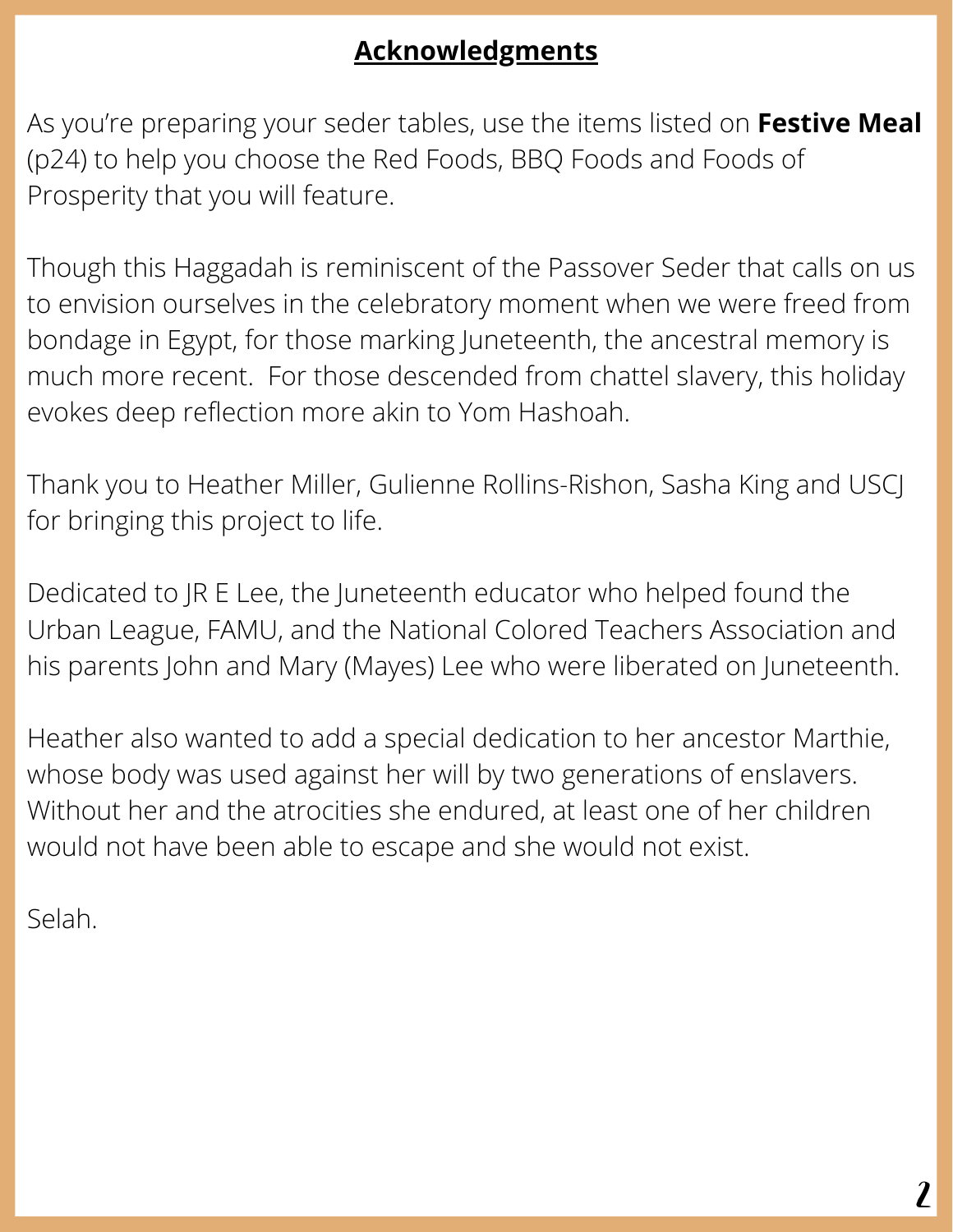## **Acknowledgments**

As you're preparing your seder tables, use the items listed on **Festive Meal** (p24) to help you choose the Red Foods, BBQ Foods and Foods of Prosperity that you will feature.

Though this Haggadah is reminiscent of the Passover Seder that calls on us to envision ourselves in the celebratory moment when we were freed from bondage in Egypt, for those marking Juneteenth, the ancestral memory is much more recent.  For those descended from chattel slavery, this holiday evokes deep reflection more akin to Yom Hashoah.

Thank you to Heather Miller, Gulienne Rollins-Rishon, Sasha King and USCJ for bringing this project to life.

Dedicated to JR E Lee, the Juneteenth educator who helped found the Urban League, FAMU, and the National Colored Teachers Association and his parents John and Mary (Mayes) Lee who were liberated on Juneteenth.

Heather also wanted to add a special dedication to her ancestor Marthie, whose body was used against her will by two generations of enslavers. Without her and the atrocities she endured, at least one of her children would not have been able to escape and she would not exist.

Selah.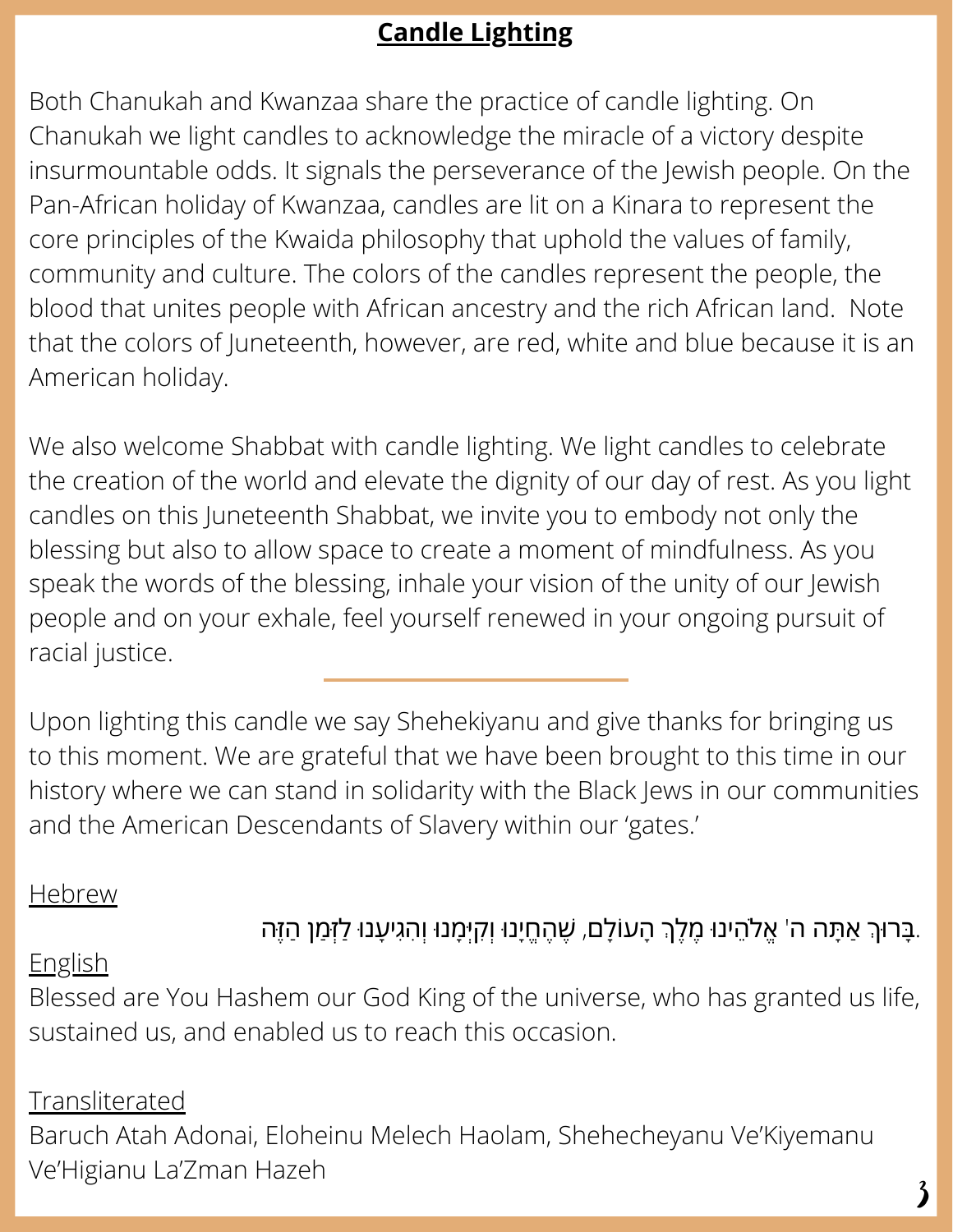## Candle Lighting

Both Chanukah and Kwanzaa share the practice of candle lighting. On Chanukah we light candles to acknowledge the miracle of a victory despite insurmountable odds. It signals the perseverance of the Jewish people. On the Pan-African holiday of Kwanzaa, candles are lit on a Kinara to represent the core principles of the Kwaida philosophy that uphold the values of family, community and culture. The colors of the candles represent the people, the blood that unites people with African ancestry and the rich African land. Note that the colors of Juneteenth, however, are red, white and blue because it is an American holiday.

We also welcome Shabbat with candle lighting. We light candles to celebrate the creation of the world and elevate the dignity of our day of rest. As you light candles on this Juneteenth Shabbat, we invite you to embody not only the blessing but also to allow space to create a moment of mindfulness. As you speak the words of the blessing, inhale your vision of the unity of our Jewish people and on your exhale, feel yourself renewed in your ongoing pursuit of racial justice.

---

Upon lighting this candle we say Shehekiyanu and give thanks for bringing us to this moment. We are grateful that we have been brought to this time in our history where we can stand in solidarity with the Black Jews in our communities and the American Descendants of Slavery within our 'gates.'

Hebrew

בָּרוּךְ אַתָּה ה' אֱלֹהֵינוּ מֶלֶךְ הָעוֹלָם, שֶׁהֶחֱיָנוּ וְקִיְּמָנוּ וְהִגִּיעָנוּ לַזְּמַן הַזֶּה.

English

Blessed are You Hashem our God King of the universe, who has granted us life, sustained us, and enabled us to reach this occasion.

Transliterated

Baruch Atah Adonai, Eloheinu Melech Haolam, Shehecheyanu Ve'Kiyemanu Ve'Higianu La'Zman Hazeh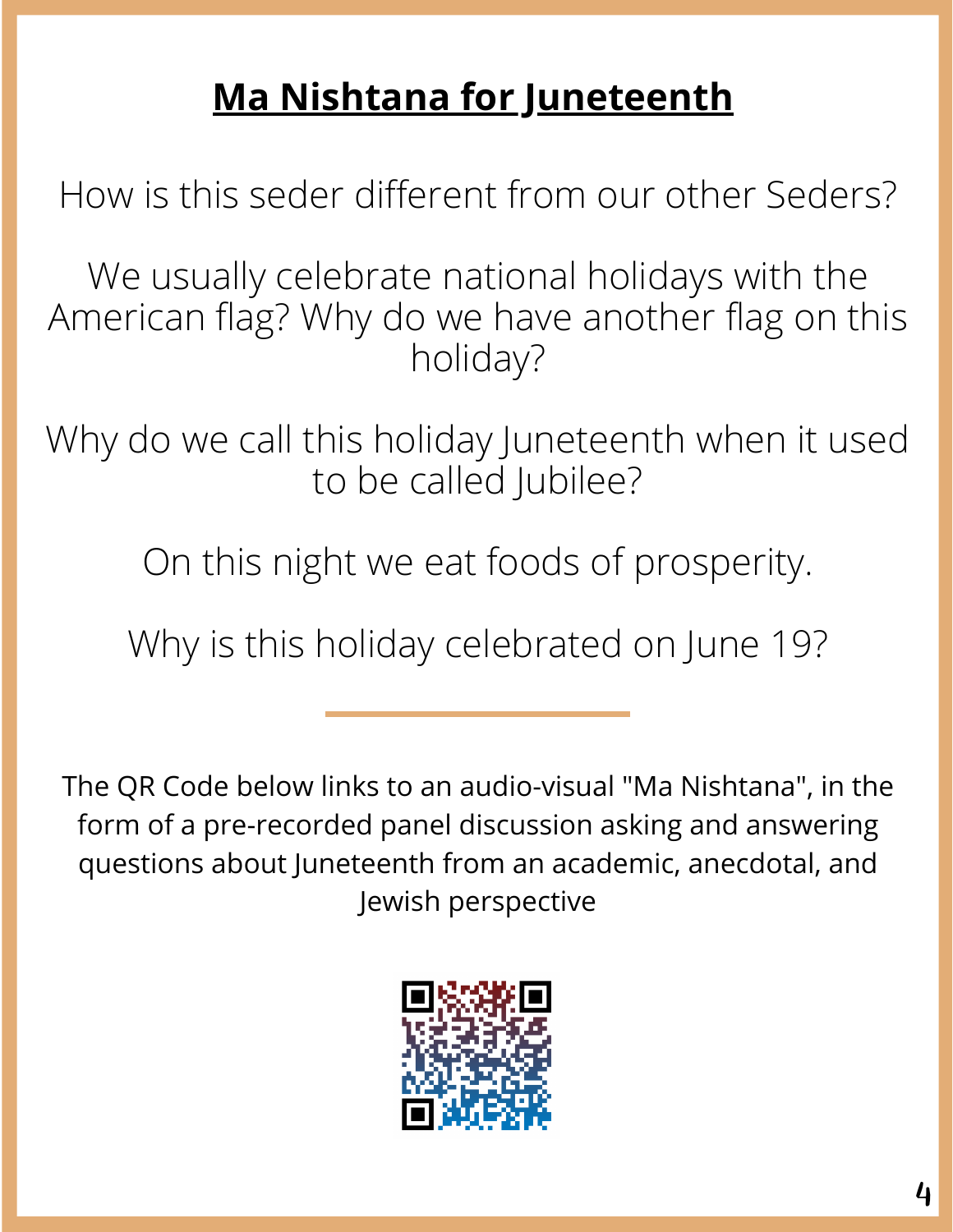## Ma Nishtana for Juneteenth

How is this seder different from our other Seders?

We usually celebrate national holidays with the American flag? Why do we have another flag on this holiday?

Why do we call this holiday Juneteenth when it used to be called Jubilee?

On this night we eat foods of prosperity.

Why is this holiday celebrated on June 19?

---

The QR Code below links to an audio-visual "Ma Nishtana", in the form of a pre-recorded panel discussion asking and answering questions about Juneteenth from an academic, anecdotal, and Jewish perspective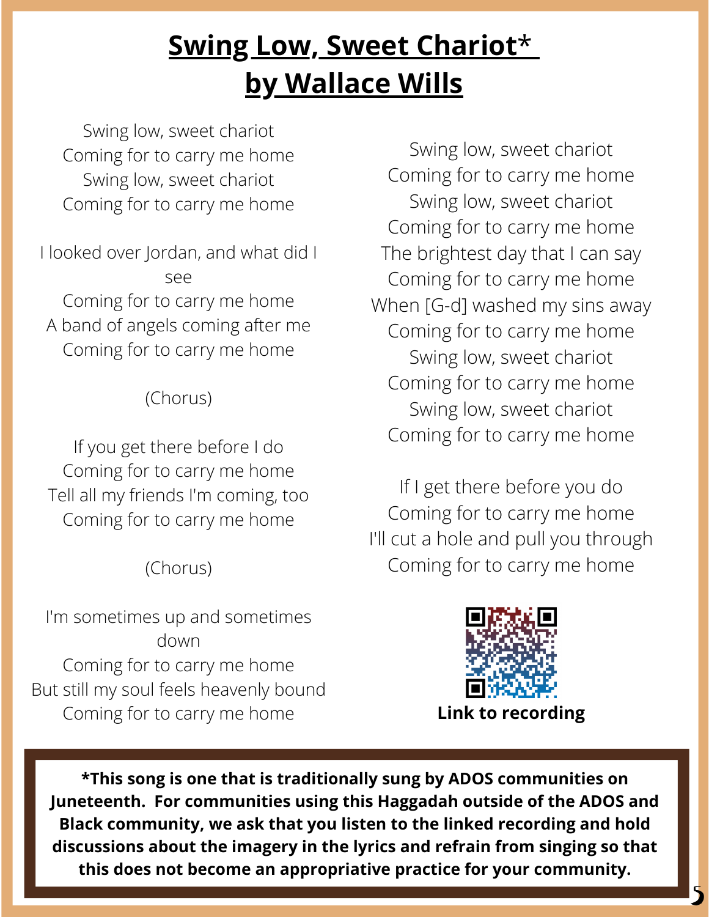# Swing Low, Sweet Chariot* by Wallace Wills

Swing low, sweet chariot
Coming for to carry me home
Swing low, sweet chariot
Coming for to carry me home

I looked over Jordan, and what did I see
Coming for to carry me home
A band of angels coming after me
Coming for to carry me home

(Chorus)

If you get there before I do
Coming for to carry me home
Tell all my friends I'm coming, too
Coming for to carry me home

(Chorus)

I'm sometimes up and sometimes down
Coming for to carry me home
But still my soul feels heavenly bound
Coming for to carry me home

Swing low, sweet chariot
Coming for to carry me home
Swing low, sweet chariot
Coming for to carry me home
The brightest day that I can say
Coming for to carry me home
When [G-d] washed my sins away
Coming for to carry me home
Swing low, sweet chariot
Coming for to carry me home
Swing low, sweet chariot
Coming for to carry me home

If I get there before you do
Coming for to carry me home
I'll cut a hole and pull you through
Coming for to carry me home

**Link to recording**

**\*This song is one that is traditionally sung by ADOS communities on Juneteenth. For communities using this Haggadah outside of the ADOS and Black community, we ask that you listen to the linked recording and hold discussions about the imagery in the lyrics and refrain from singing so that this does not become an appropriative practice for your community.**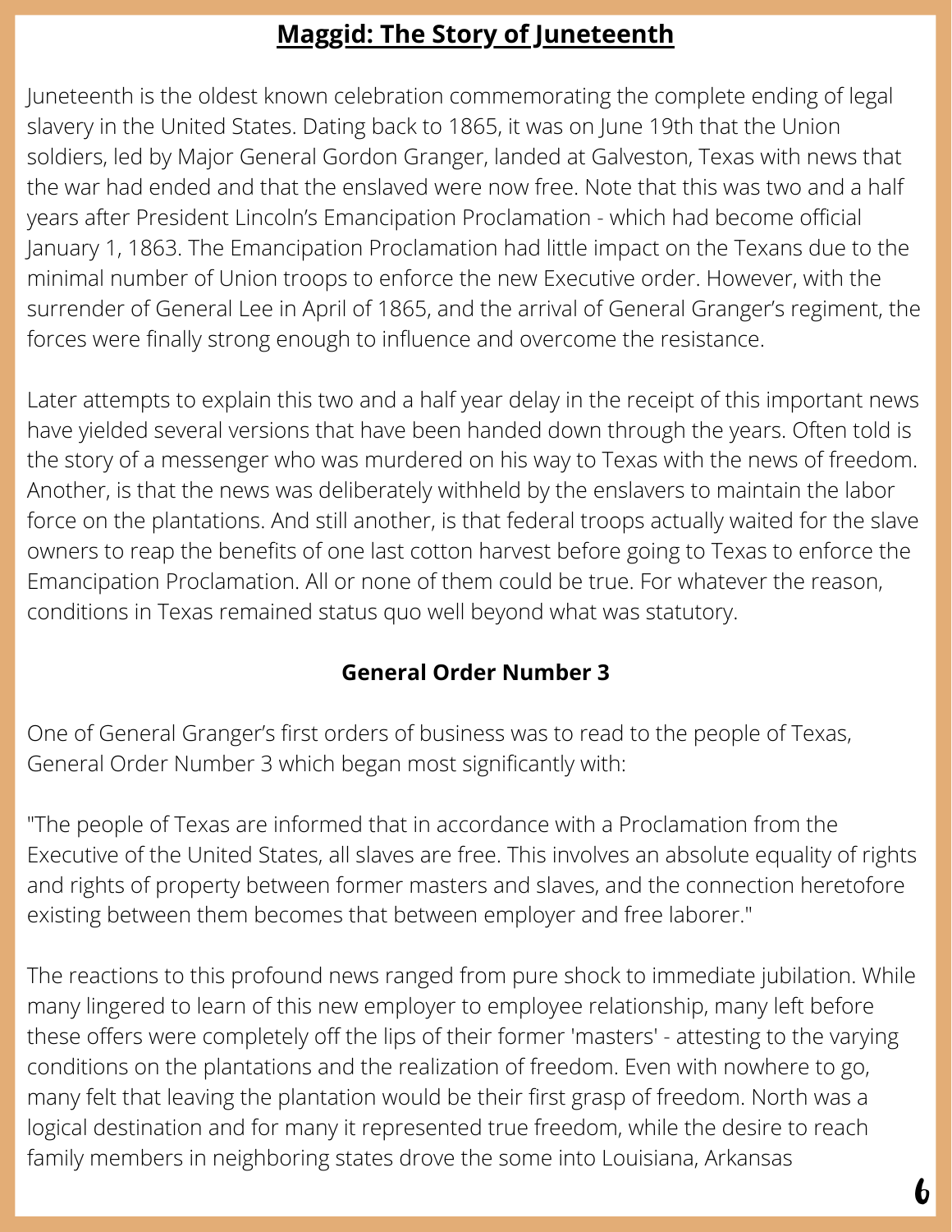## Maggid: The Story of Juneteenth

Juneteenth is the oldest known celebration commemorating the complete ending of legal slavery in the United States. Dating back to 1865, it was on June 19th that the Union soldiers, led by Major General Gordon Granger, landed at Galveston, Texas with news that the war had ended and that the enslaved were now free. Note that this was two and a half years after President Lincoln's Emancipation Proclamation - which had become official January 1, 1863. The Emancipation Proclamation had little impact on the Texans due to the minimal number of Union troops to enforce the new Executive order. However, with the surrender of General Lee in April of 1865, and the arrival of General Granger's regiment, the forces were finally strong enough to influence and overcome the resistance.

Later attempts to explain this two and a half year delay in the receipt of this important news have yielded several versions that have been handed down through the years. Often told is the story of a messenger who was murdered on his way to Texas with the news of freedom. Another, is that the news was deliberately withheld by the enslavers to maintain the labor force on the plantations. And still another, is that federal troops actually waited for the slave owners to reap the benefits of one last cotton harvest before going to Texas to enforce the Emancipation Proclamation. All or none of them could be true. For whatever the reason, conditions in Texas remained status quo well beyond what was statutory.

### General Order Number 3

One of General Granger's first orders of business was to read to the people of Texas, General Order Number 3 which began most significantly with:

"The people of Texas are informed that in accordance with a Proclamation from the Executive of the United States, all slaves are free. This involves an absolute equality of rights and rights of property between former masters and slaves, and the connection heretofore existing between them becomes that between employer and free laborer."

The reactions to this profound news ranged from pure shock to immediate jubilation. While many lingered to learn of this new employer to employee relationship, many left before these offers were completely off the lips of their former 'masters' - attesting to the varying conditions on the plantations and the realization of freedom. Even with nowhere to go, many felt that leaving the plantation would be their first grasp of freedom. North was a logical destination and for many it represented true freedom, while the desire to reach family members in neighboring states drove the some into Louisiana, Arkansas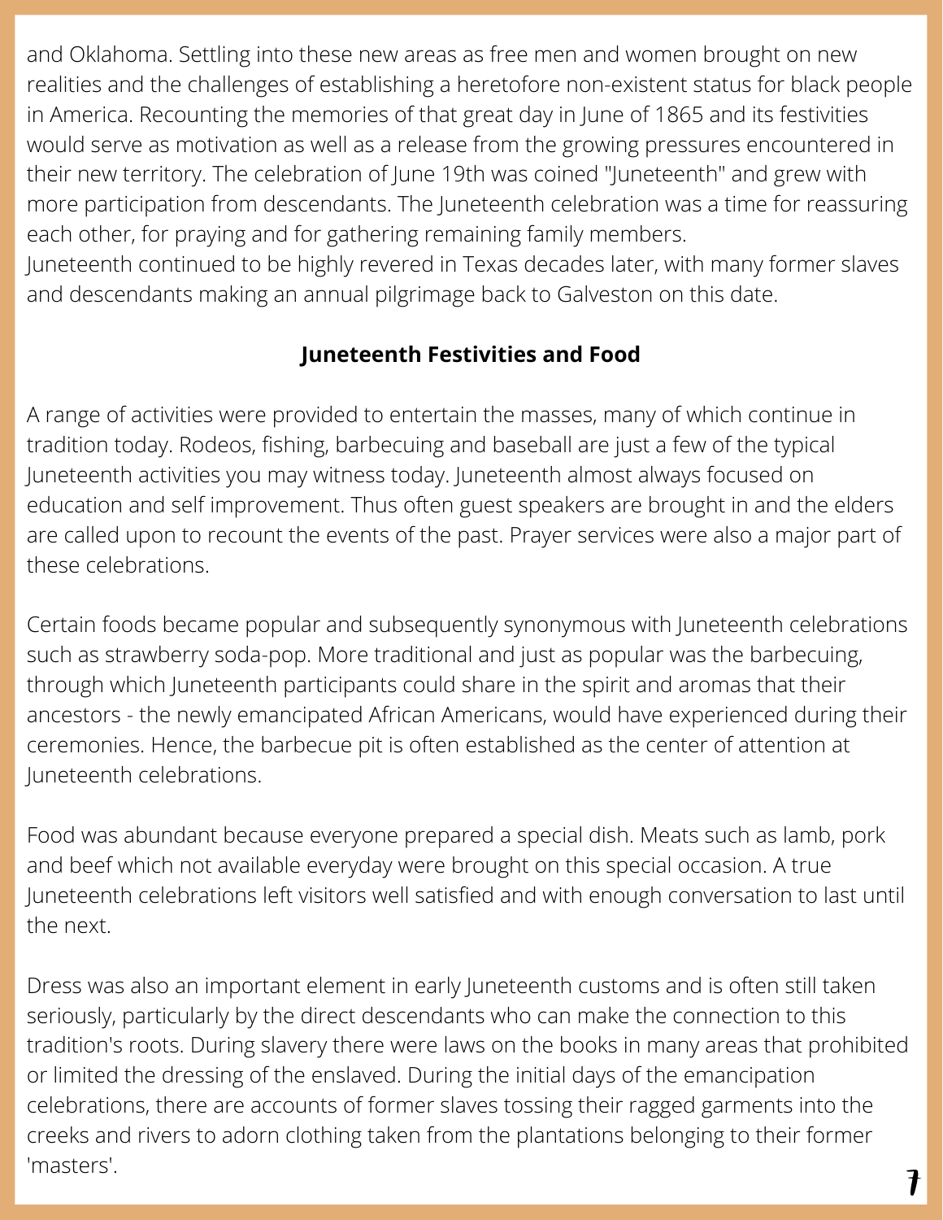and Oklahoma. Settling into these new areas as free men and women brought on new realities and the challenges of establishing a heretofore non-existent status for black people in America. Recounting the memories of that great day in June of 1865 and its festivities would serve as motivation as well as a release from the growing pressures encountered in their new territory. The celebration of June 19th was coined "Juneteenth" and grew with more participation from descendants. The Juneteenth celebration was a time for reassuring each other, for praying and for gathering remaining family members.
Juneteenth continued to be highly revered in Texas decades later, with many former slaves and descendants making an annual pilgrimage back to Galveston on this date.

## Juneteenth Festivities and Food

A range of activities were provided to entertain the masses, many of which continue in tradition today. Rodeos, fishing, barbecuing and baseball are just a few of the typical Juneteenth activities you may witness today. Juneteenth almost always focused on education and self improvement. Thus often guest speakers are brought in and the elders are called upon to recount the events of the past. Prayer services were also a major part of these celebrations.

Certain foods became popular and subsequently synonymous with Juneteenth celebrations such as strawberry soda-pop. More traditional and just as popular was the barbecuing, through which Juneteenth participants could share in the spirit and aromas that their ancestors - the newly emancipated African Americans, would have experienced during their ceremonies. Hence, the barbecue pit is often established as the center of attention at Juneteenth celebrations.

Food was abundant because everyone prepared a special dish. Meats such as lamb, pork and beef which not available everyday were brought on this special occasion. A true Juneteenth celebrations left visitors well satisfied and with enough conversation to last until the next.

Dress was also an important element in early Juneteenth customs and is often still taken seriously, particularly by the direct descendants who can make the connection to this tradition's roots. During slavery there were laws on the books in many areas that prohibited or limited the dressing of the enslaved. During the initial days of the emancipation celebrations, there are accounts of former slaves tossing their ragged garments into the creeks and rivers to adorn clothing taken from the plantations belonging to their former 'masters'.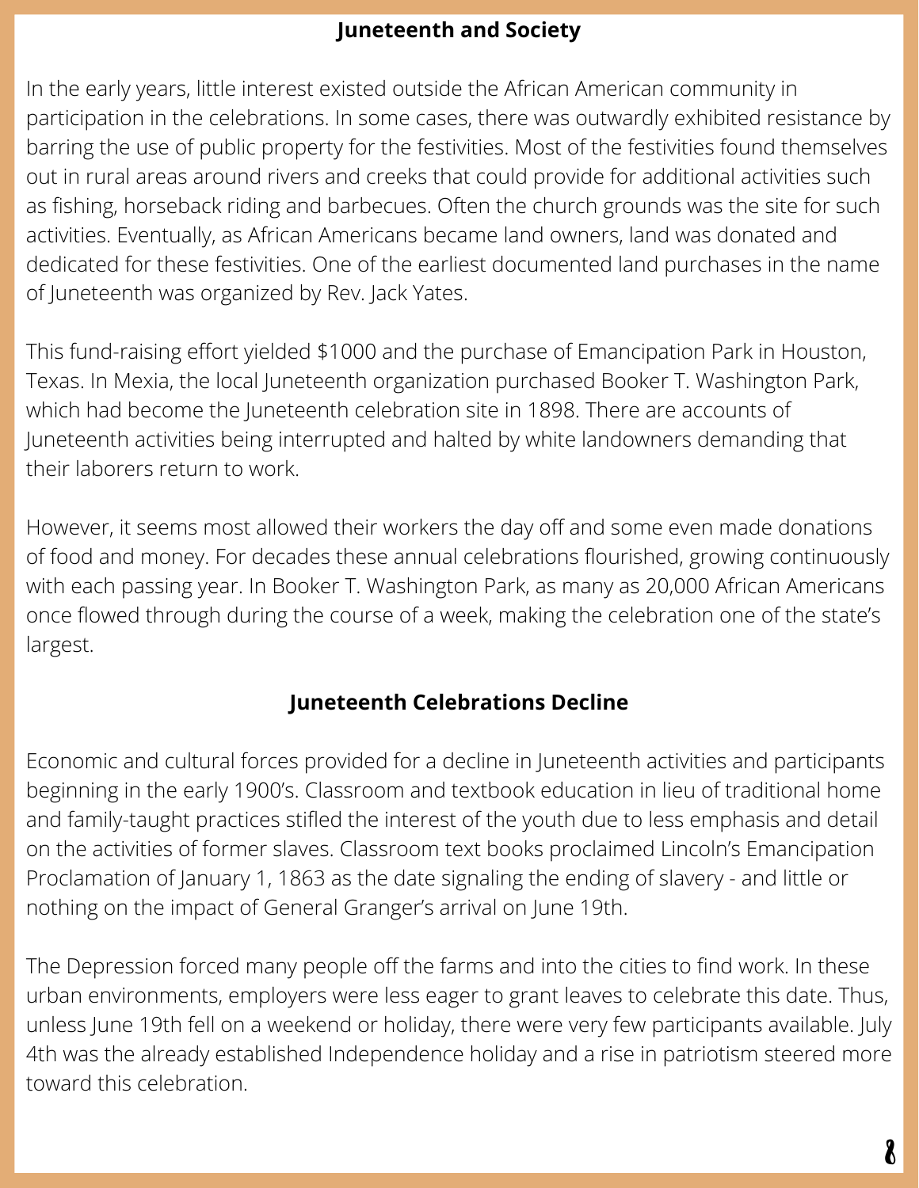## Juneteenth and Society

In the early years, little interest existed outside the African American community in participation in the celebrations. In some cases, there was outwardly exhibited resistance by barring the use of public property for the festivities. Most of the festivities found themselves out in rural areas around rivers and creeks that could provide for additional activities such as fishing, horseback riding and barbecues. Often the church grounds was the site for such activities. Eventually, as African Americans became land owners, land was donated and dedicated for these festivities. One of the earliest documented land purchases in the name of Juneteenth was organized by Rev. Jack Yates.

This fund-raising effort yielded $1000 and the purchase of Emancipation Park in Houston, Texas. In Mexia, the local Juneteenth organization purchased Booker T. Washington Park, which had become the Juneteenth celebration site in 1898. There are accounts of Juneteenth activities being interrupted and halted by white landowners demanding that their laborers return to work.

However, it seems most allowed their workers the day off and some even made donations of food and money. For decades these annual celebrations flourished, growing continuously with each passing year. In Booker T. Washington Park, as many as 20,000 African Americans once flowed through during the course of a week, making the celebration one of the state's largest.

## Juneteenth Celebrations Decline

Economic and cultural forces provided for a decline in Juneteenth activities and participants beginning in the early 1900's. Classroom and textbook education in lieu of traditional home and family-taught practices stifled the interest of the youth due to less emphasis and detail on the activities of former slaves. Classroom text books proclaimed Lincoln's Emancipation Proclamation of January 1, 1863 as the date signaling the ending of slavery - and little or nothing on the impact of General Granger's arrival on June 19th.

The Depression forced many people off the farms and into the cities to find work. In these urban environments, employers were less eager to grant leaves to celebrate this date. Thus, unless June 19th fell on a weekend or holiday, there were very few participants available. July 4th was the already established Independence holiday and a rise in patriotism steered more toward this celebration.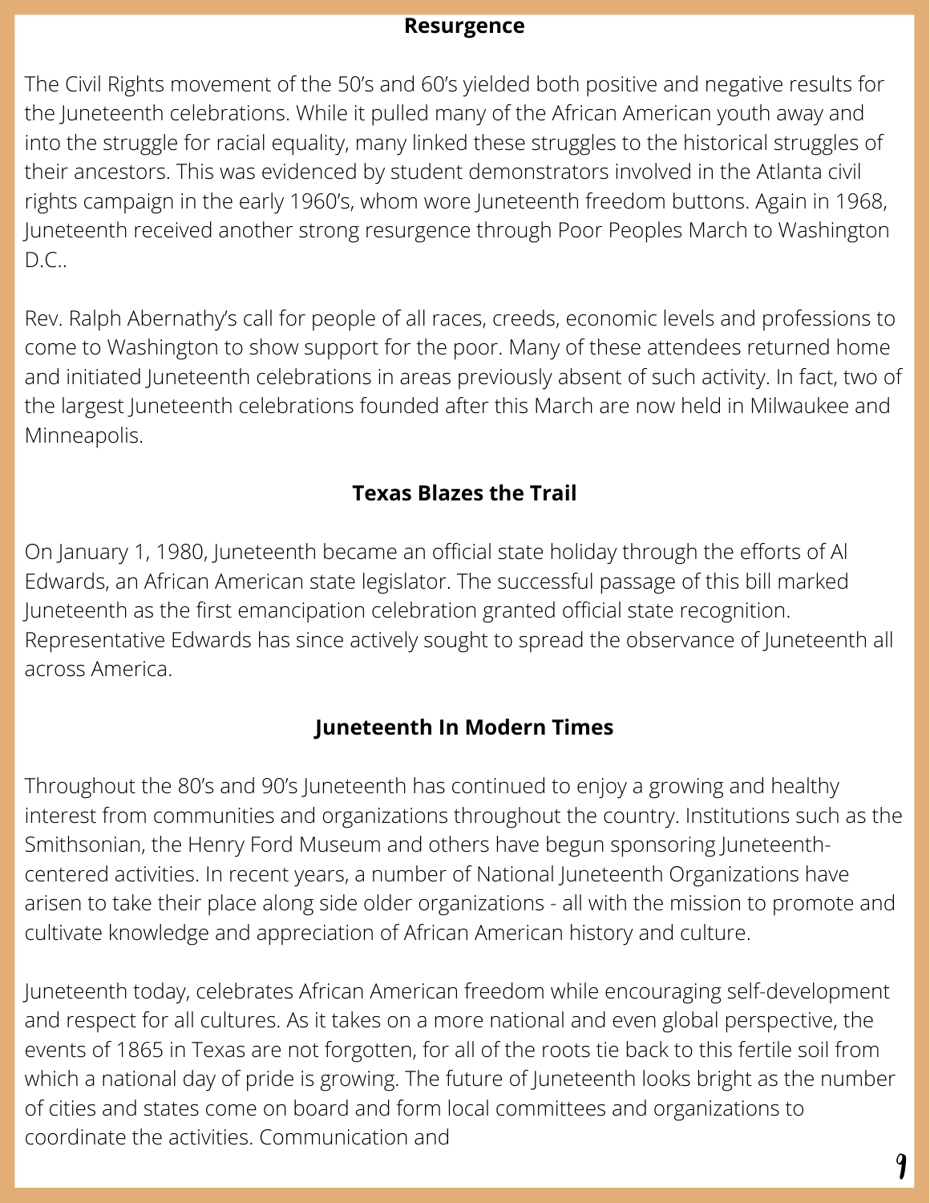## Resurgence

The Civil Rights movement of the 50's and 60's yielded both positive and negative results for the Juneteenth celebrations. While it pulled many of the African American youth away and into the struggle for racial equality, many linked these struggles to the historical struggles of their ancestors. This was evidenced by student demonstrators involved in the Atlanta civil rights campaign in the early 1960's, whom wore Juneteenth freedom buttons. Again in 1968, Juneteenth received another strong resurgence through Poor Peoples March to Washington D.C..

Rev. Ralph Abernathy's call for people of all races, creeds, economic levels and professions to come to Washington to show support for the poor. Many of these attendees returned home and initiated Juneteenth celebrations in areas previously absent of such activity. In fact, two of the largest Juneteenth celebrations founded after this March are now held in Milwaukee and Minneapolis.

## Texas Blazes the Trail

On January 1, 1980, Juneteenth became an official state holiday through the efforts of Al Edwards, an African American state legislator. The successful passage of this bill marked Juneteenth as the first emancipation celebration granted official state recognition. Representative Edwards has since actively sought to spread the observance of Juneteenth all across America.

## Juneteenth In Modern Times

Throughout the 80's and 90's Juneteenth has continued to enjoy a growing and healthy interest from communities and organizations throughout the country. Institutions such as the Smithsonian, the Henry Ford Museum and others have begun sponsoring Juneteenth-centered activities. In recent years, a number of National Juneteenth Organizations have arisen to take their place along side older organizations - all with the mission to promote and cultivate knowledge and appreciation of African American history and culture.

Juneteenth today, celebrates African American freedom while encouraging self-development and respect for all cultures. As it takes on a more national and even global perspective, the events of 1865 in Texas are not forgotten, for all of the roots tie back to this fertile soil from which a national day of pride is growing. The future of Juneteenth looks bright as the number of cities and states come on board and form local committees and organizations to coordinate the activities. Communication and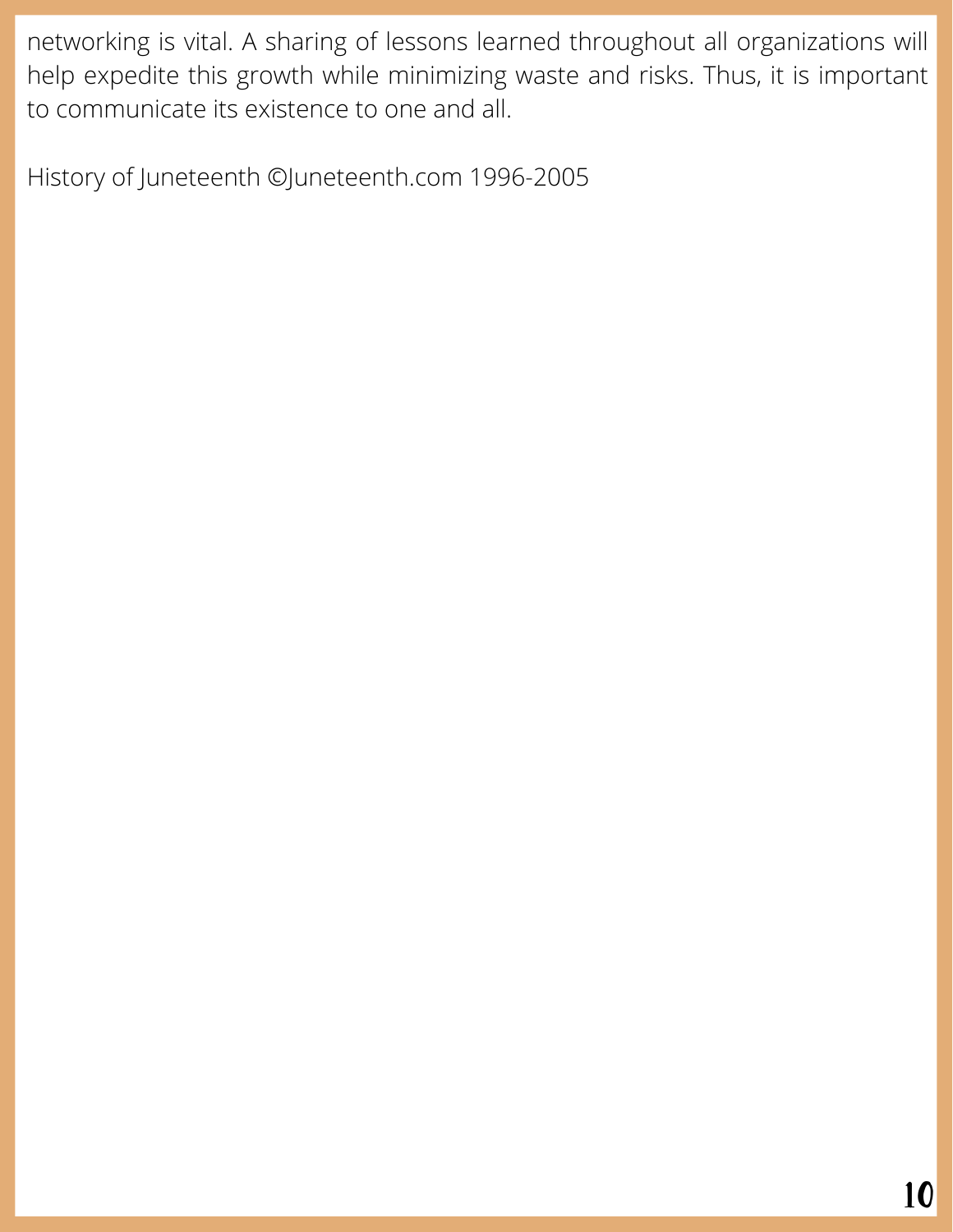networking is vital. A sharing of lessons learned throughout all organizations will help expedite this growth while minimizing waste and risks. Thus, it is important to communicate its existence to one and all.

History of Juneteenth ©Juneteenth.com 1996-2005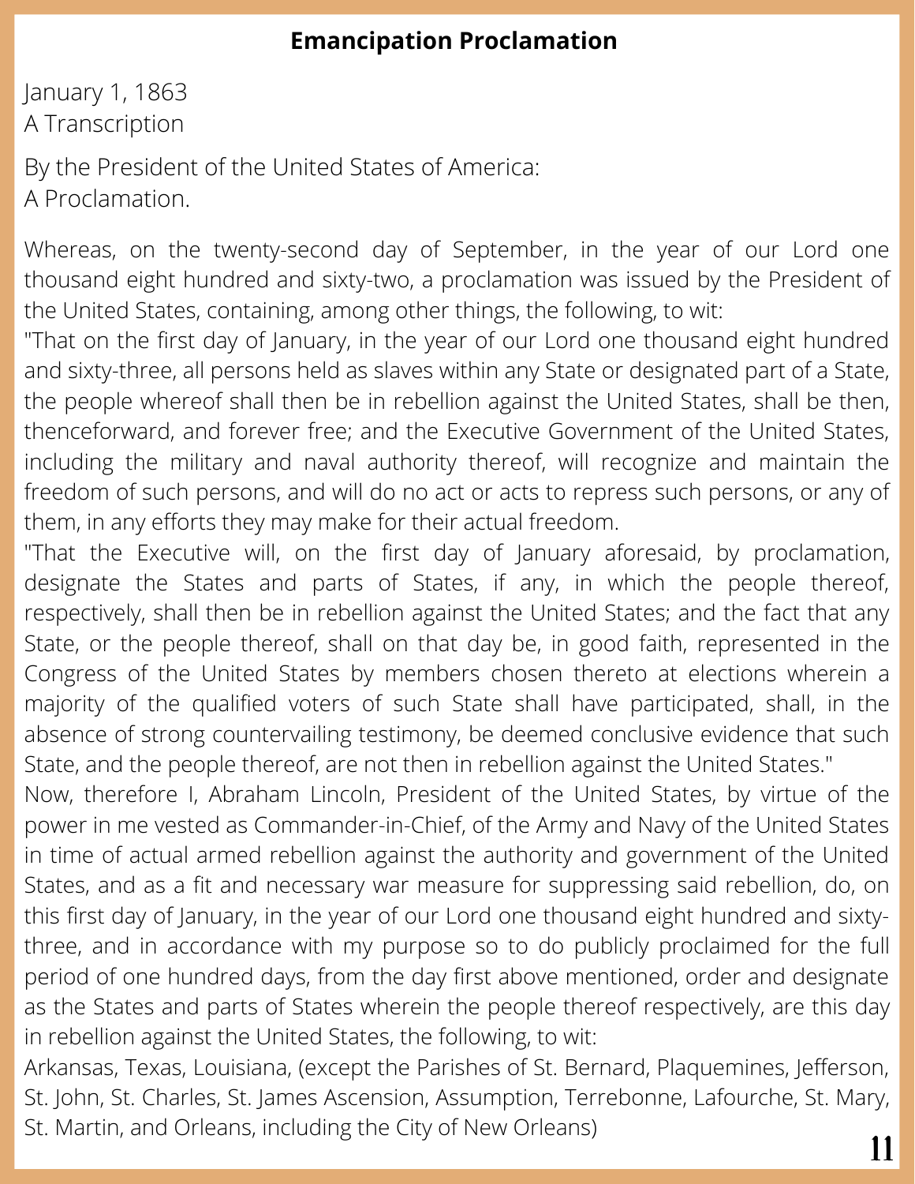**Emancipation Proclamation**

January 1, 1863
A Transcription

By the President of the United States of America:
A Proclamation.

Whereas, on the twenty-second day of September, in the year of our Lord one thousand eight hundred and sixty-two, a proclamation was issued by the President of the United States, containing, among other things, the following, to wit:

"That on the first day of January, in the year of our Lord one thousand eight hundred and sixty-three, all persons held as slaves within any State or designated part of a State, the people whereof shall then be in rebellion against the United States, shall be then, thenceforward, and forever free; and the Executive Government of the United States, including the military and naval authority thereof, will recognize and maintain the freedom of such persons, and will do no act or acts to repress such persons, or any of them, in any efforts they may make for their actual freedom.

"That the Executive will, on the first day of January aforesaid, by proclamation, designate the States and parts of States, if any, in which the people thereof, respectively, shall then be in rebellion against the United States; and the fact that any State, or the people thereof, shall on that day be, in good faith, represented in the Congress of the United States by members chosen thereto at elections wherein a majority of the qualified voters of such State shall have participated, shall, in the absence of strong countervailing testimony, be deemed conclusive evidence that such State, and the people thereof, are not then in rebellion against the United States."

Now, therefore I, Abraham Lincoln, President of the United States, by virtue of the power in me vested as Commander-in-Chief, of the Army and Navy of the United States in time of actual armed rebellion against the authority and government of the United States, and as a fit and necessary war measure for suppressing said rebellion, do, on this first day of January, in the year of our Lord one thousand eight hundred and sixty-three, and in accordance with my purpose so to do publicly proclaimed for the full period of one hundred days, from the day first above mentioned, order and designate as the States and parts of States wherein the people thereof respectively, are this day in rebellion against the United States, the following, to wit:

Arkansas, Texas, Louisiana, (except the Parishes of St. Bernard, Plaquemines, Jefferson, St. John, St. Charles, St. James Ascension, Assumption, Terrebonne, Lafourche, St. Mary, St. Martin, and Orleans, including the City of New Orleans)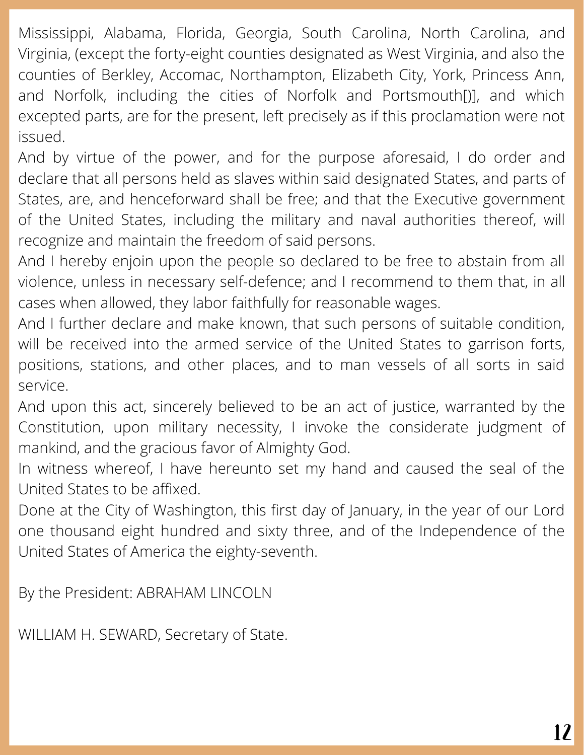Mississippi, Alabama, Florida, Georgia, South Carolina, North Carolina, and Virginia, (except the forty-eight counties designated as West Virginia, and also the counties of Berkley, Accomac, Northampton, Elizabeth City, York, Princess Ann, and Norfolk, including the cities of Norfolk and Portsmouth[)], and which excepted parts, are for the present, left precisely as if this proclamation were not issued.

And by virtue of the power, and for the purpose aforesaid, I do order and declare that all persons held as slaves within said designated States, and parts of States, are, and henceforward shall be free; and that the Executive government of the United States, including the military and naval authorities thereof, will recognize and maintain the freedom of said persons.

And I hereby enjoin upon the people so declared to be free to abstain from all violence, unless in necessary self-defence; and I recommend to them that, in all cases when allowed, they labor faithfully for reasonable wages.

And I further declare and make known, that such persons of suitable condition, will be received into the armed service of the United States to garrison forts, positions, stations, and other places, and to man vessels of all sorts in said service.

And upon this act, sincerely believed to be an act of justice, warranted by the Constitution, upon military necessity, I invoke the considerate judgment of mankind, and the gracious favor of Almighty God.

In witness whereof, I have hereunto set my hand and caused the seal of the United States to be affixed.

Done at the City of Washington, this first day of January, in the year of our Lord one thousand eight hundred and sixty three, and of the Independence of the United States of America the eighty-seventh.

By the President: ABRAHAM LINCOLN

WILLIAM H. SEWARD, Secretary of State.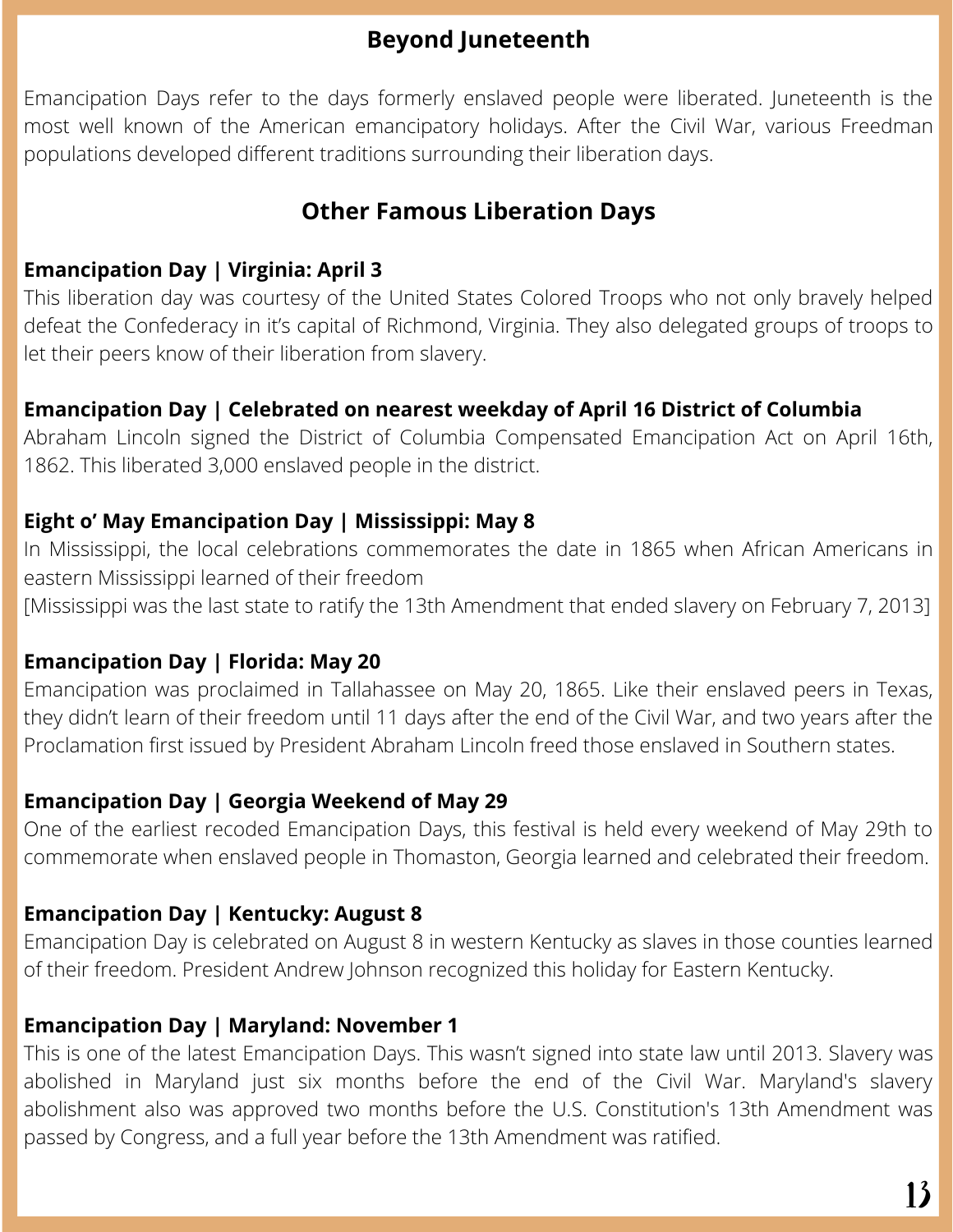## Beyond Juneteenth

Emancipation Days refer to the days formerly enslaved people were liberated. Juneteenth is the most well known of the American emancipatory holidays. After the Civil War, various Freedman populations developed different traditions surrounding their liberation days.

## Other Famous Liberation Days

**Emancipation Day | Virginia: April 3**
This liberation day was courtesy of the United States Colored Troops who not only bravely helped defeat the Confederacy in it's capital of Richmond, Virginia. They also delegated groups of troops to let their peers know of their liberation from slavery.

**Emancipation Day | Celebrated on nearest weekday of April 16 District of Columbia**
Abraham Lincoln signed the District of Columbia Compensated Emancipation Act on April 16th, 1862. This liberated 3,000 enslaved people in the district.

**Eight o' May Emancipation Day | Mississippi: May 8**
In Mississippi, the local celebrations commemorates the date in 1865 when African Americans in eastern Mississippi learned of their freedom
[Mississippi was the last state to ratify the 13th Amendment that ended slavery on February 7, 2013]

**Emancipation Day | Florida: May 20**
Emancipation was proclaimed in Tallahassee on May 20, 1865. Like their enslaved peers in Texas, they didn't learn of their freedom until 11 days after the end of the Civil War, and two years after the Proclamation first issued by President Abraham Lincoln freed those enslaved in Southern states.

**Emancipation Day | Georgia Weekend of May 29**
One of the earliest recoded Emancipation Days, this festival is held every weekend of May 29th to commemorate when enslaved people in Thomaston, Georgia learned and celebrated their freedom.

**Emancipation Day | Kentucky: August 8**
Emancipation Day is celebrated on August 8 in western Kentucky as slaves in those counties learned of their freedom. President Andrew Johnson recognized this holiday for Eastern Kentucky.

**Emancipation Day | Maryland: November 1**
This is one of the latest Emancipation Days. This wasn't signed into state law until 2013. Slavery was abolished in Maryland just six months before the end of the Civil War. Maryland's slavery abolishment also was approved two months before the U.S. Constitution's 13th Amendment was passed by Congress, and a full year before the 13th Amendment was ratified.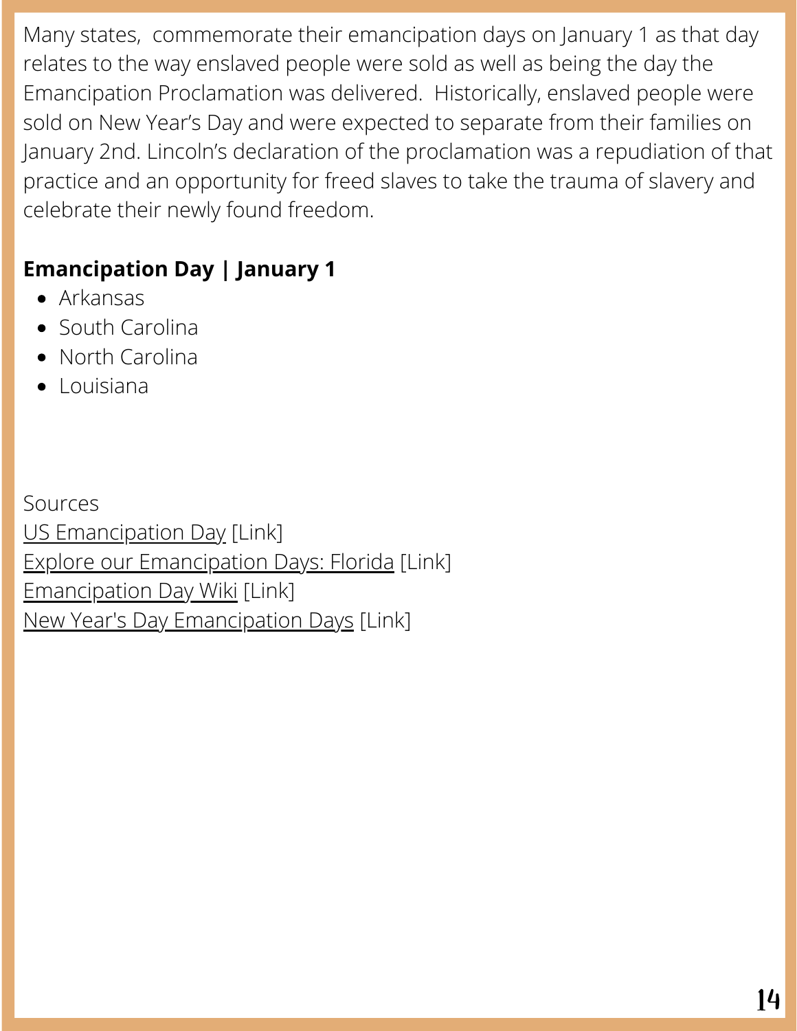Many states,  commemorate their emancipation days on January 1 as that day relates to the way enslaved people were sold as well as being the day the Emancipation Proclamation was delivered.  Historically, enslaved people were sold on New Year's Day and were expected to separate from their families on January 2nd. Lincoln's declaration of the proclamation was a repudiation of that practice and an opportunity for freed slaves to take the trauma of slavery and celebrate their newly found freedom.

**Emancipation Day | January 1**

- Arkansas
- South Carolina
- North Carolina
- Louisiana

Sources

US Emancipation Day [Link]

Explore our Emancipation Days: Florida [Link]

Emancipation Day Wiki [Link]

New Year's Day Emancipation Days [Link]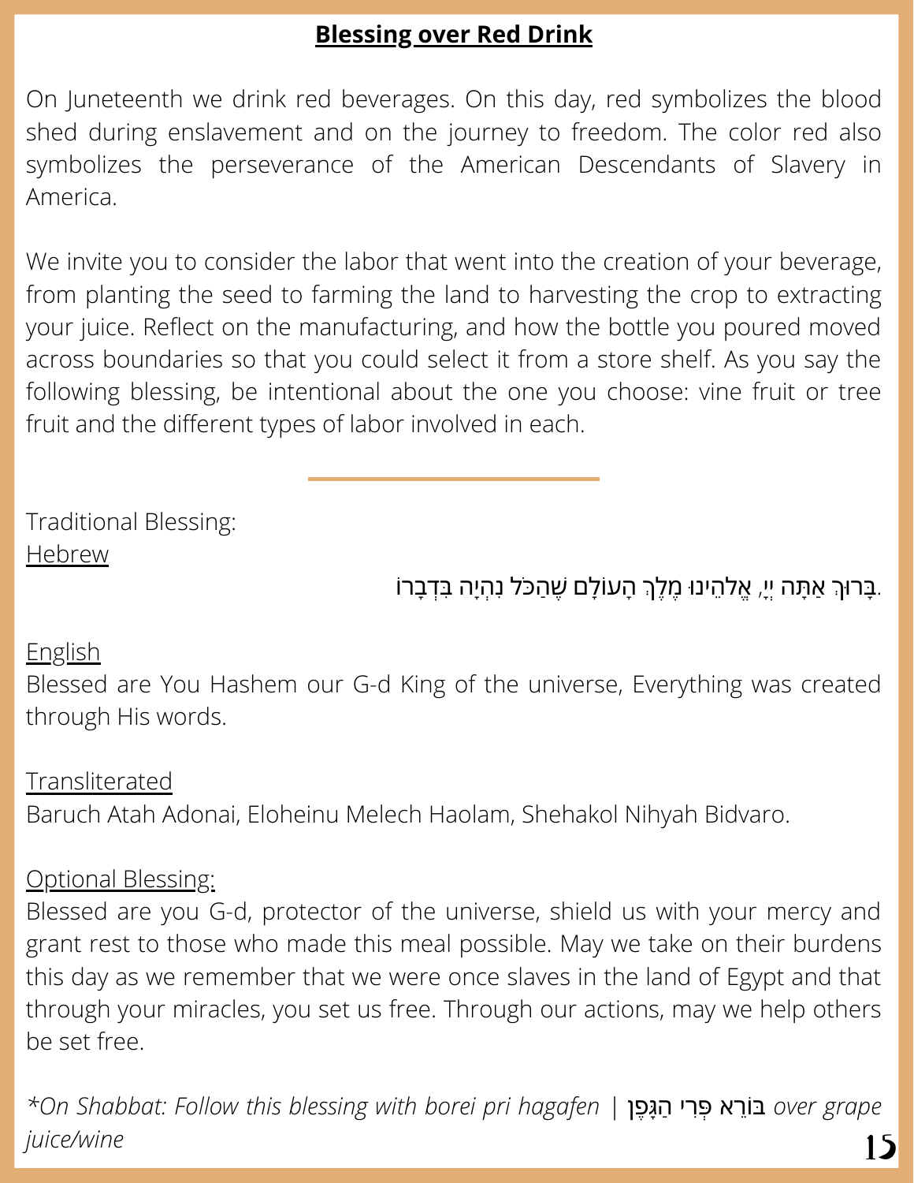## Blessing over Red Drink

On Juneteenth we drink red beverages. On this day, red symbolizes the blood shed during enslavement and on the journey to freedom. The color red also symbolizes the perseverance of the American Descendants of Slavery in America.

We invite you to consider the labor that went into the creation of your beverage, from planting the seed to farming the land to harvesting the crop to extracting your juice. Reflect on the manufacturing, and how the bottle you poured moved across boundaries so that you could select it from a store shelf. As you say the following blessing, be intentional about the one you choose: vine fruit or tree fruit and the different types of labor involved in each.

---

Traditional Blessing:
<u>Hebrew</u>

בָּרוּךְ אַתָּה יְיָ, אֱלֹהֵינוּ מֶלֶךְ הָעוֹלָם שֶׁהַכֹּל נִהְיָה בִּדְבָרוֹ.

<u>English</u>
Blessed are You Hashem our G-d King of the universe, Everything was created through His words.

<u>Transliterated</u>
Baruch Atah Adonai, Eloheinu Melech Haolam, Shehakol Nihyah Bidvaro.

<u>Optional Blessing:</u>
Blessed are you G-d, protector of the universe, shield us with your mercy and grant rest to those who made this meal possible. May we take on their burdens this day as we remember that we were once slaves in the land of Egypt and that through your miracles, you set us free. Through our actions, may we help others be set free.

*\*On Shabbat: Follow this blessing with borei pri hagafen |* בּוֹרֵא פְּרִי הַגָּפֶן *over grape juice/wine*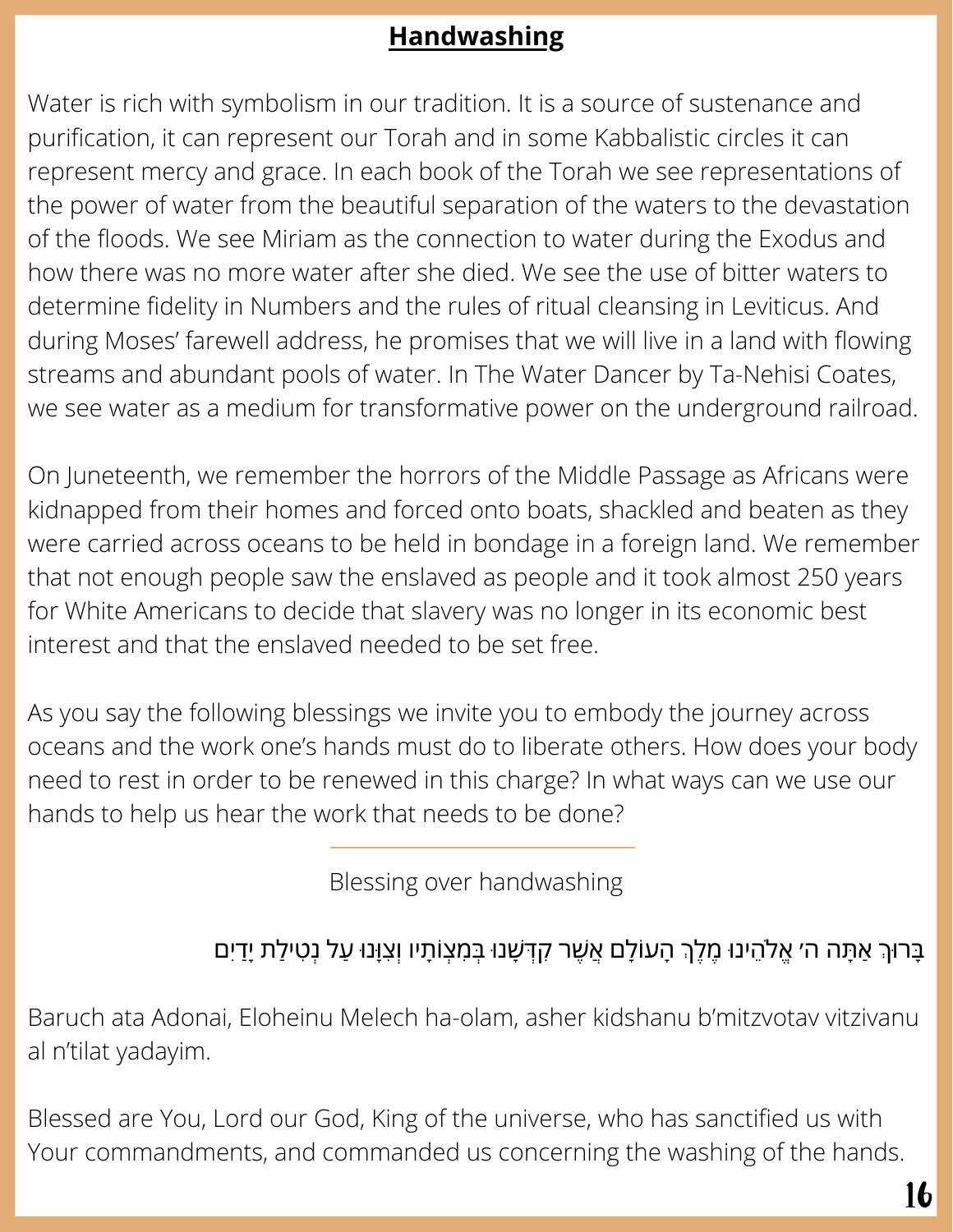# Handwashing

Water is rich with symbolism in our tradition. It is a source of sustenance and purification, it can represent our Torah and in some Kabbalistic circles it can represent mercy and grace. In each book of the Torah we see representations of the power of water from the beautiful separation of the waters to the devastation of the floods. We see Miriam as the connection to water during the Exodus and how there was no more water after she died. We see the use of bitter waters to determine fidelity in Numbers and the rules of ritual cleansing in Leviticus. And during Moses' farewell address, he promises that we will live in a land with flowing streams and abundant pools of water. In The Water Dancer by Ta-Nehisi Coates, we see water as a medium for transformative power on the underground railroad.

On Juneteenth, we remember the horrors of the Middle Passage as Africans were kidnapped from their homes and forced onto boats, shackled and beaten as they were carried across oceans to be held in bondage in a foreign land. We remember that not enough people saw the enslaved as people and it took almost 250 years for White Americans to decide that slavery was no longer in its economic best interest and that the enslaved needed to be set free.

As you say the following blessings we invite you to embody the journey across oceans and the work one's hands must do to liberate others. How does your body need to rest in order to be renewed in this charge? In what ways can we use our hands to help us hear the work that needs to be done?

---

Blessing over handwashing

בָּרוּךְ אַתָּה ה׳ אֱלֹהֵינוּ מֶלֶךְ הָעוֹלָם אֲשֶׁר קִדְּשָׁנוּ בְּמִצְוֹתָיו וְצִוָּנוּ עַל נְטִילַת יָדַיִם

Baruch ata Adonai, Eloheinu Melech ha-olam, asher kidshanu b'mitzvotav vitzivanu al n'tilat yadayim.

Blessed are You, Lord our God, King of the universe, who has sanctified us with Your commandments, and commanded us concerning the washing of the hands.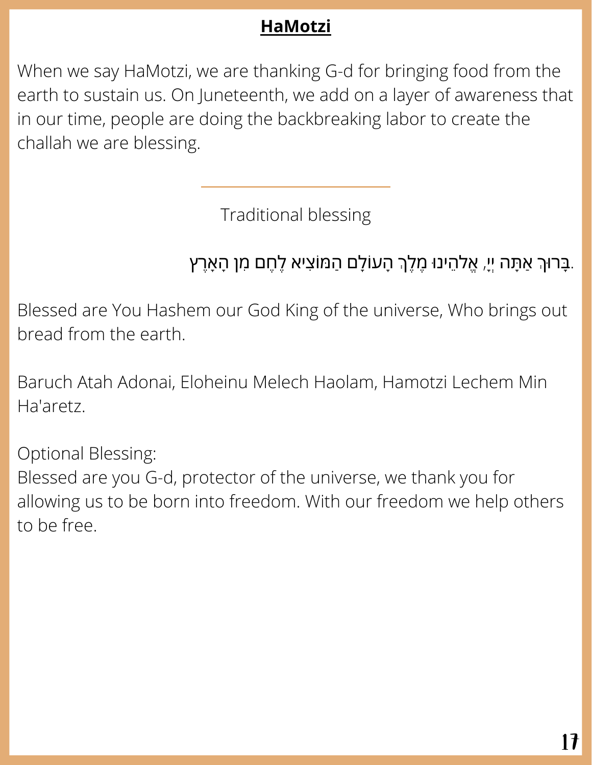## HaMotzi

When we say HaMotzi, we are thanking G-d for bringing food from the earth to sustain us. On Juneteenth, we add on a layer of awareness that in our time, people are doing the backbreaking labor to create the challah we are blessing.

---

Traditional blessing

בָּרוּךְ אַתָּה יְיָ, אֱלֹהֵינוּ מֶלֶךְ הָעוֹלָם הַמּוֹצִיא לֶחֶם מִן הָאָרֶץ.

Blessed are You Hashem our God King of the universe, Who brings out bread from the earth.

Baruch Atah Adonai, Eloheinu Melech Haolam, Hamotzi Lechem Min Ha'aretz.

Optional Blessing:
Blessed are you G-d, protector of the universe, we thank you for allowing us to be born into freedom. With our freedom we help others to be free.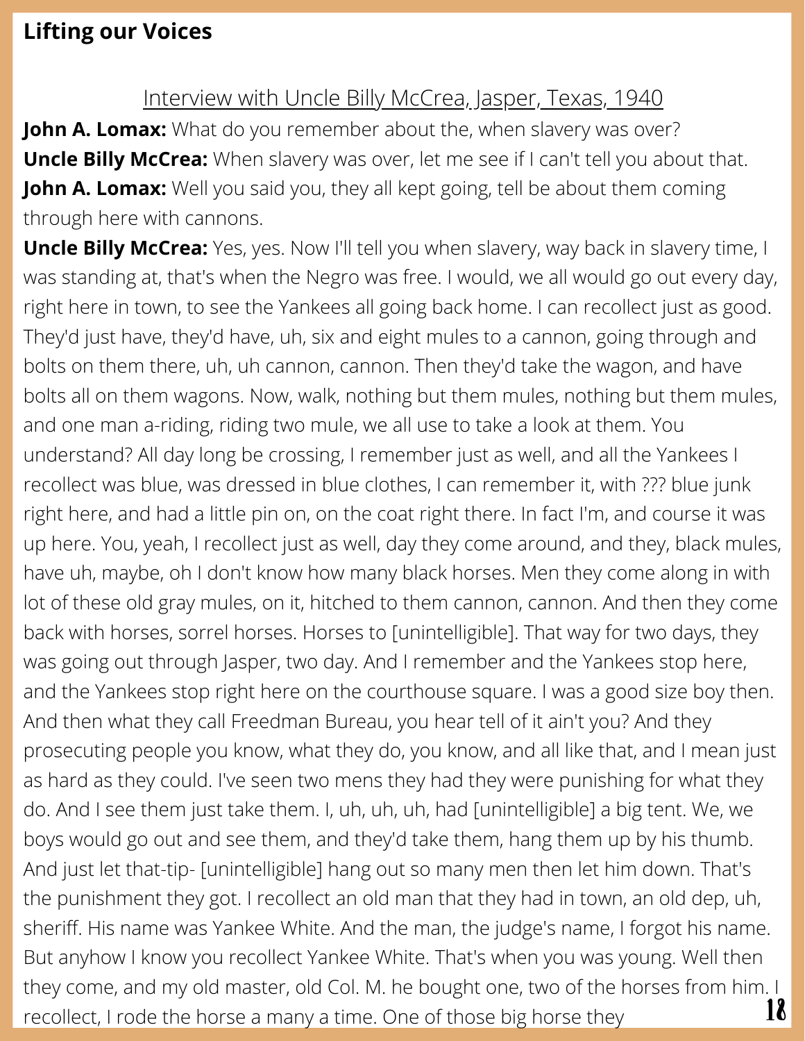**Lifting our Voices**

Interview with Uncle Billy McCrea, Jasper, Texas, 1940

**John A. Lomax:** What do you remember about the, when slavery was over?

**Uncle Billy McCrea:** When slavery was over, let me see if I can't tell you about that.

**John A. Lomax:** Well you said you, they all kept going, tell be about them coming through here with cannons.

**Uncle Billy McCrea:** Yes, yes. Now I'll tell you when slavery, way back in slavery time, I was standing at, that's when the Negro was free. I would, we all would go out every day, right here in town, to see the Yankees all going back home. I can recollect just as good. They'd just have, they'd have, uh, six and eight mules to a cannon, going through and bolts on them there, uh, uh cannon, cannon. Then they'd take the wagon, and have bolts all on them wagons. Now, walk, nothing but them mules, nothing but them mules, and one man a-riding, riding two mule, we all use to take a look at them. You understand? All day long be crossing, I remember just as well, and all the Yankees I recollect was blue, was dressed in blue clothes, I can remember it, with ??? blue junk right here, and had a little pin on, on the coat right there. In fact I'm, and course it was up here. You, yeah, I recollect just as well, day they come around, and they, black mules, have uh, maybe, oh I don't know how many black horses. Men they come along in with lot of these old gray mules, on it, hitched to them cannon, cannon. And then they come back with horses, sorrel horses. Horses to [unintelligible]. That way for two days, they was going out through Jasper, two day. And I remember and the Yankees stop here, and the Yankees stop right here on the courthouse square. I was a good size boy then. And then what they call Freedman Bureau, you hear tell of it ain't you? And they prosecuting people you know, what they do, you know, and all like that, and I mean just as hard as they could. I've seen two mens they had they were punishing for what they do. And I see them just take them. I, uh, uh, uh, had [unintelligible] a big tent. We, we boys would go out and see them, and they'd take them, hang them up by his thumb. And just let that-tip- [unintelligible] hang out so many men then let him down. That's the punishment they got. I recollect an old man that they had in town, an old dep, uh, sheriff. His name was Yankee White. And the man, the judge's name, I forgot his name. But anyhow I know you recollect Yankee White. That's when you was young. Well then they come, and my old master, old Col. M. he bought one, two of the horses from him. I recollect, I rode the horse a many a time. One of those big horse they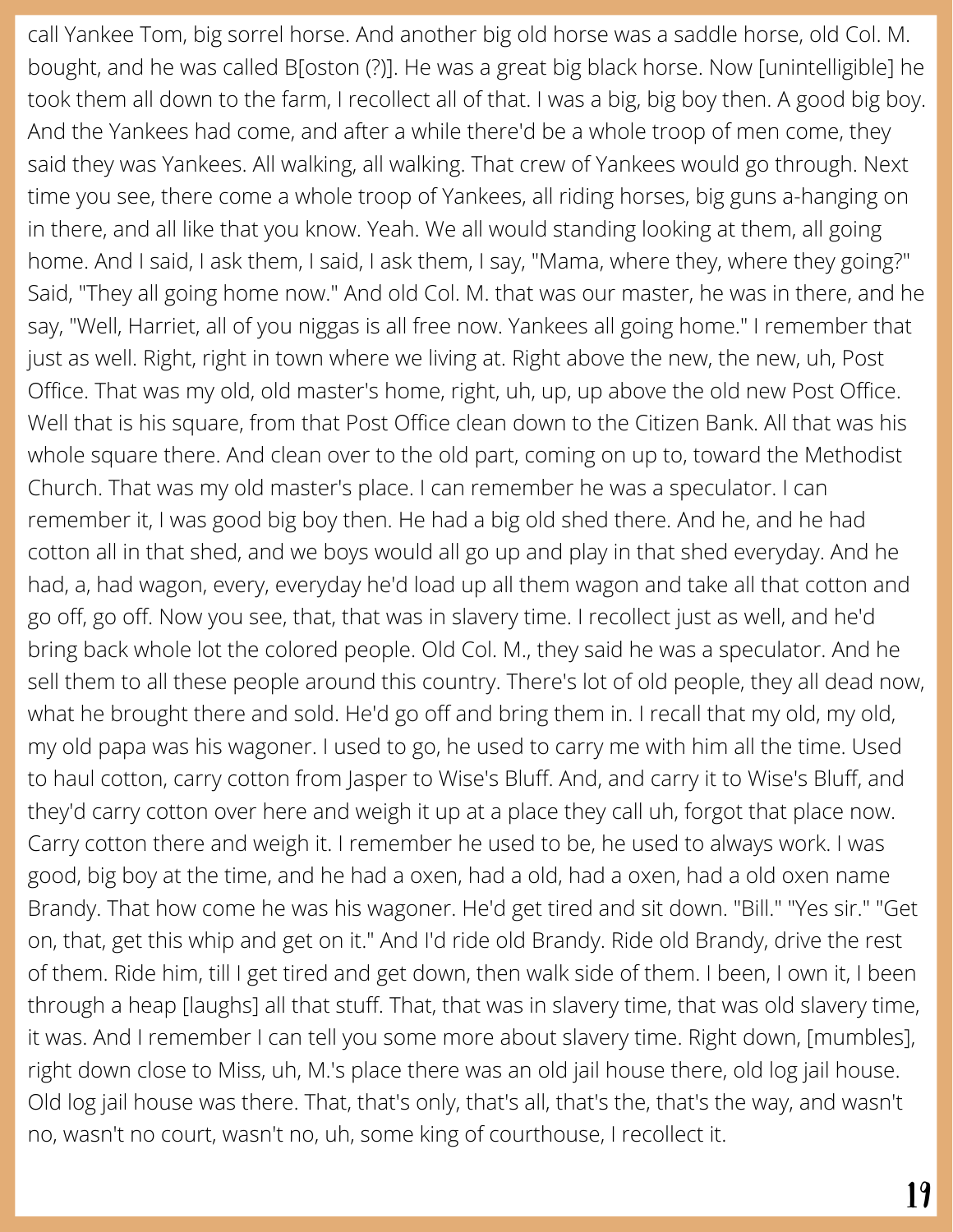call Yankee Tom, big sorrel horse. And another big old horse was a saddle horse, old Col. M. bought, and he was called B[oston (?)]. He was a great big black horse. Now [unintelligible] he took them all down to the farm, I recollect all of that. I was a big, big boy then. A good big boy. And the Yankees had come, and after a while there'd be a whole troop of men come, they said they was Yankees. All walking, all walking. That crew of Yankees would go through. Next time you see, there come a whole troop of Yankees, all riding horses, big guns a-hanging on in there, and all like that you know. Yeah. We all would standing looking at them, all going home. And I said, I ask them, I said, I ask them, I say, "Mama, where they, where they going?" Said, "They all going home now." And old Col. M. that was our master, he was in there, and he say, "Well, Harriet, all of you niggas is all free now. Yankees all going home." I remember that just as well. Right, right in town where we living at. Right above the new, the new, uh, Post Office. That was my old, old master's home, right, uh, up, up above the old new Post Office. Well that is his square, from that Post Office clean down to the Citizen Bank. All that was his whole square there. And clean over to the old part, coming on up to, toward the Methodist Church. That was my old master's place. I can remember he was a speculator. I can remember it, I was good big boy then. He had a big old shed there. And he, and he had cotton all in that shed, and we boys would all go up and play in that shed everyday. And he had, a, had wagon, every, everyday he'd load up all them wagon and take all that cotton and go off, go off. Now you see, that, that was in slavery time. I recollect just as well, and he'd bring back whole lot the colored people. Old Col. M., they said he was a speculator. And he sell them to all these people around this country. There's lot of old people, they all dead now, what he brought there and sold. He'd go off and bring them in. I recall that my old, my old, my old papa was his wagoner. I used to go, he used to carry me with him all the time. Used to haul cotton, carry cotton from Jasper to Wise's Bluff. And, and carry it to Wise's Bluff, and they'd carry cotton over here and weigh it up at a place they call uh, forgot that place now. Carry cotton there and weigh it. I remember he used to be, he used to always work. I was good, big boy at the time, and he had a oxen, had a old, had a oxen, had a old oxen name Brandy. That how come he was his wagoner. He'd get tired and sit down. "Bill." "Yes sir." "Get on, that, get this whip and get on it." And I'd ride old Brandy. Ride old Brandy, drive the rest of them. Ride him, till I get tired and get down, then walk side of them. I been, I own it, I been through a heap [laughs] all that stuff. That, that was in slavery time, that was old slavery time, it was. And I remember I can tell you some more about slavery time. Right down, [mumbles], right down close to Miss, uh, M.'s place there was an old jail house there, old log jail house. Old log jail house was there. That, that's only, that's all, that's the, that's the way, and wasn't no, wasn't no court, wasn't no, uh, some king of courthouse, I recollect it.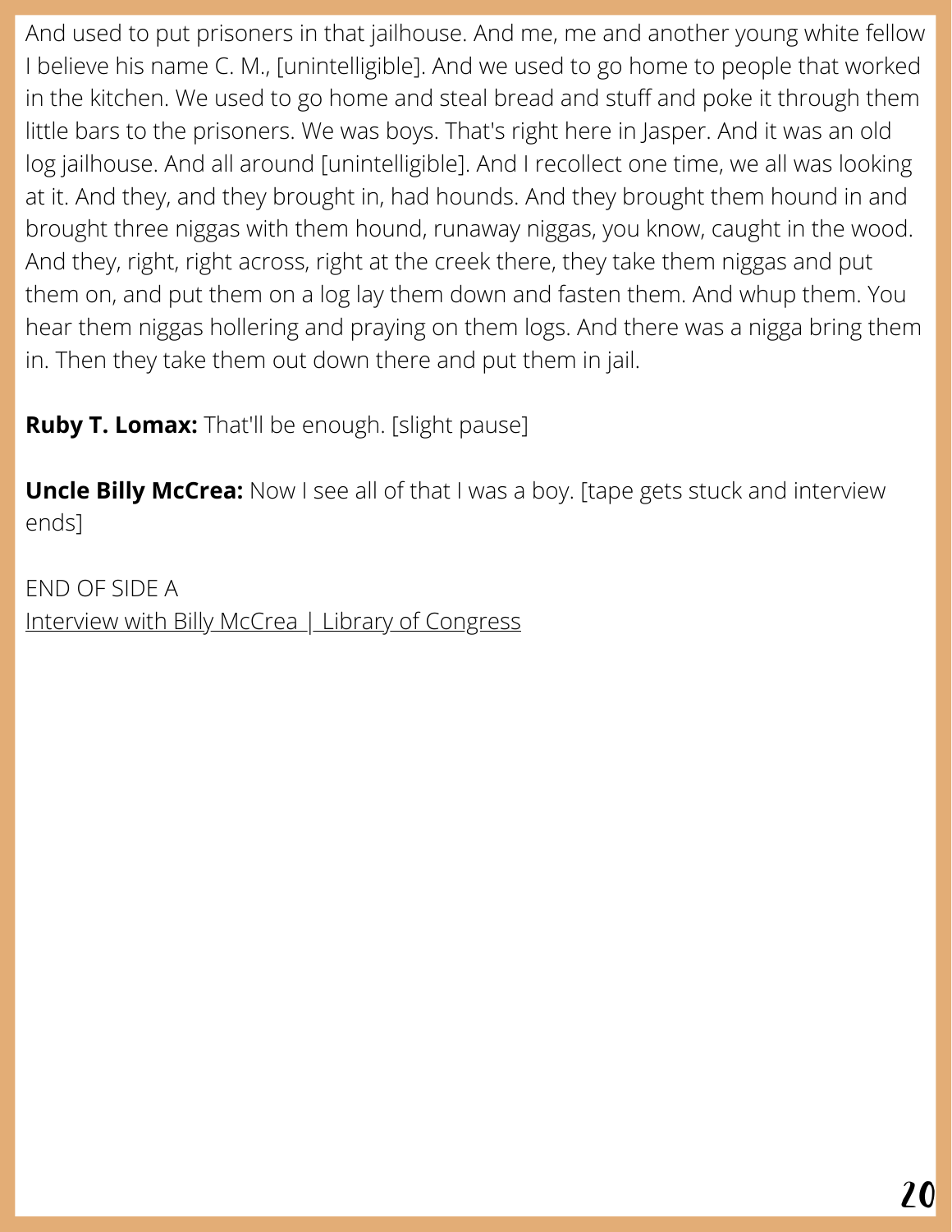And used to put prisoners in that jailhouse. And me, me and another young white fellow I believe his name C. M., [unintelligible]. And we used to go home to people that worked in the kitchen. We used to go home and steal bread and stuff and poke it through them little bars to the prisoners. We was boys. That's right here in Jasper. And it was an old log jailhouse. And all around [unintelligible]. And I recollect one time, we all was looking at it. And they, and they brought in, had hounds. And they brought them hound in and brought three niggas with them hound, runaway niggas, you know, caught in the wood. And they, right, right across, right at the creek there, they take them niggas and put them on, and put them on a log lay them down and fasten them. And whup them. You hear them niggas hollering and praying on them logs. And there was a nigga bring them in. Then they take them out down there and put them in jail.

**Ruby T. Lomax:** That'll be enough. [slight pause]

**Uncle Billy McCrea:** Now I see all of that I was a boy. [tape gets stuck and interview ends]

END OF SIDE A

Interview with Billy McCrea | Library of Congress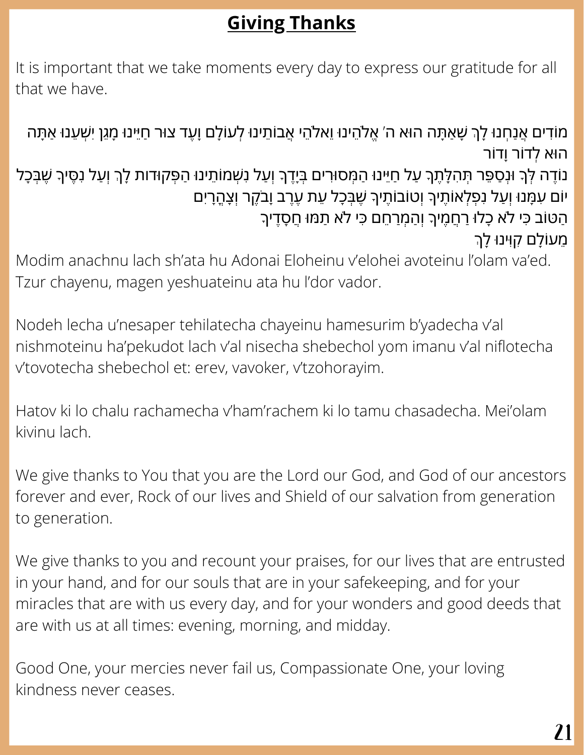## Giving Thanks

It is important that we take moments every day to express our gratitude for all that we have.

מוֹדִים אֲנַחְנוּ לָךְ שָׁאַתָּה הוּא ה׳ אֱלֹהֵינוּ וֵאלֹהֵי אֲבוֹתֵינוּ לְעוֹלָם וָעֶד צוּר חַיֵּינוּ מָגֵן יִשְׁעֵנוּ אַתָּה הוּא לְדוֹר וָדוֹר
נוֹדֶה לְּךָ וּנְסַפֵּר תְּהִלָּתֶךָ עַל חַיֵּינוּ הַמְּסוּרִים בְּיָדֶךָ וְעַל נִשְׁמוֹתֵינוּ הַפְּקוּדוֹת לָךְ וְעַל נִסֶּיךָ שֶׁבְּכָל יוֹם עִמָּנוּ וְעַל נִפְלְאוֹתֶיךָ וְטוֹבוֹתֶיךָ שֶׁבְּכָל עֵת עֶרֶב וָבֹקֶר וְצָהֳרָיִם
הַטּוֹב כִּי לֹא כָלוּ רַחֲמֶיךָ וְהַמְרַחֵם כִּי לֹא תַמּוּ חֲסָדֶיךָ
מֵעוֹלָם קִוִּינוּ לָךְ

Modim anachnu lach sh'ata hu Adonai Eloheinu v'elohei avoteinu l'olam va'ed. Tzur chayenu, magen yeshuateinu ata hu l'dor vador.

Nodeh lecha u'nesaper tehilatecha chayeinu hamesurim b'yadecha v'al nishmoteinu ha'pekudot lach v'al nisecha shebechol yom imanu v'al niflotecha v'tovotecha shebechol et: erev, vavoker, v'tzohorayim.

Hatov ki lo chalu rachamecha v'ham'rachem ki lo tamu chasadecha. Mei'olam kivinu lach.

We give thanks to You that you are the Lord our God, and God of our ancestors forever and ever, Rock of our lives and Shield of our salvation from generation to generation.

We give thanks to you and recount your praises, for our lives that are entrusted in your hand, and for our souls that are in your safekeeping, and for your miracles that are with us every day, and for your wonders and good deeds that are with us at all times: evening, morning, and midday.

Good One, your mercies never fail us, Compassionate One, your loving kindness never ceases.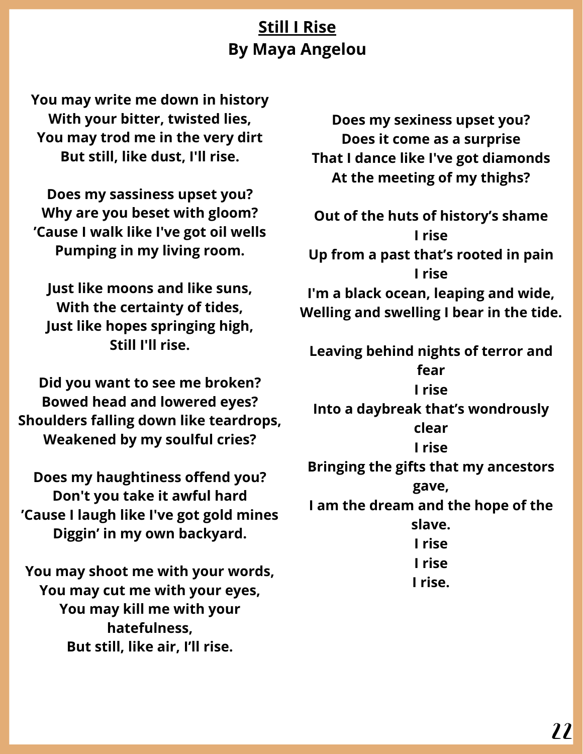# Still I Rise

## By Maya Angelou

You may write me down in history
With your bitter, twisted lies,
You may trod me in the very dirt
But still, like dust, I'll rise.

Does my sassiness upset you?
Why are you beset with gloom?
'Cause I walk like I've got oil wells
Pumping in my living room.

Just like moons and like suns,
With the certainty of tides,
Just like hopes springing high,
Still I'll rise.

Did you want to see me broken?
Bowed head and lowered eyes?
Shoulders falling down like teardrops,
Weakened by my soulful cries?

Does my haughtiness offend you?
Don't you take it awful hard
'Cause I laugh like I've got gold mines
Diggin' in my own backyard.

You may shoot me with your words,
You may cut me with your eyes,
You may kill me with your hatefulness,
But still, like air, I'll rise.

Does my sexiness upset you?
Does it come as a surprise
That I dance like I've got diamonds
At the meeting of my thighs?

Out of the huts of history's shame
I rise
Up from a past that's rooted in pain
I rise
I'm a black ocean, leaping and wide,
Welling and swelling I bear in the tide.

Leaving behind nights of terror and fear
I rise
Into a daybreak that's wondrously clear
I rise
Bringing the gifts that my ancestors gave,
I am the dream and the hope of the slave.
I rise
I rise
I rise.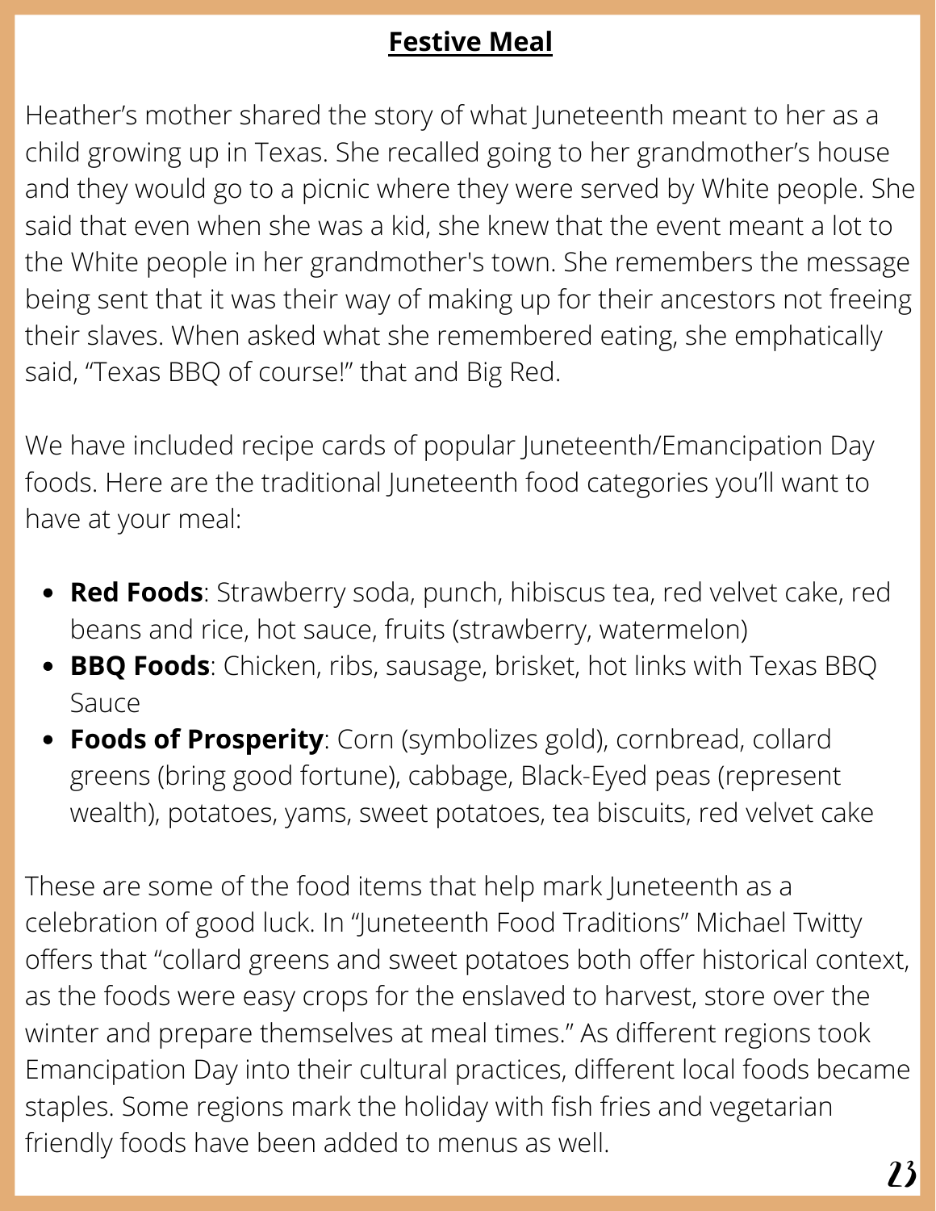## Festive Meal

Heather's mother shared the story of what Juneteenth meant to her as a child growing up in Texas. She recalled going to her grandmother's house and they would go to a picnic where they were served by White people. She said that even when she was a kid, she knew that the event meant a lot to the White people in her grandmother's town. She remembers the message being sent that it was their way of making up for their ancestors not freeing their slaves. When asked what she remembered eating, she emphatically said, "Texas BBQ of course!" that and Big Red.

We have included recipe cards of popular Juneteenth/Emancipation Day foods. Here are the traditional Juneteenth food categories you'll want to have at your meal:

- **Red Foods**: Strawberry soda, punch, hibiscus tea, red velvet cake, red beans and rice, hot sauce, fruits (strawberry, watermelon)
- **BBQ Foods**: Chicken, ribs, sausage, brisket, hot links with Texas BBQ Sauce
- **Foods of Prosperity**: Corn (symbolizes gold), cornbread, collard greens (bring good fortune), cabbage, Black-Eyed peas (represent wealth), potatoes, yams, sweet potatoes, tea biscuits, red velvet cake

These are some of the food items that help mark Juneteenth as a celebration of good luck. In "Juneteenth Food Traditions" Michael Twitty offers that "collard greens and sweet potatoes both offer historical context, as the foods were easy crops for the enslaved to harvest, store over the winter and prepare themselves at meal times." As different regions took Emancipation Day into their cultural practices, different local foods became staples. Some regions mark the holiday with fish fries and vegetarian friendly foods have been added to menus as well.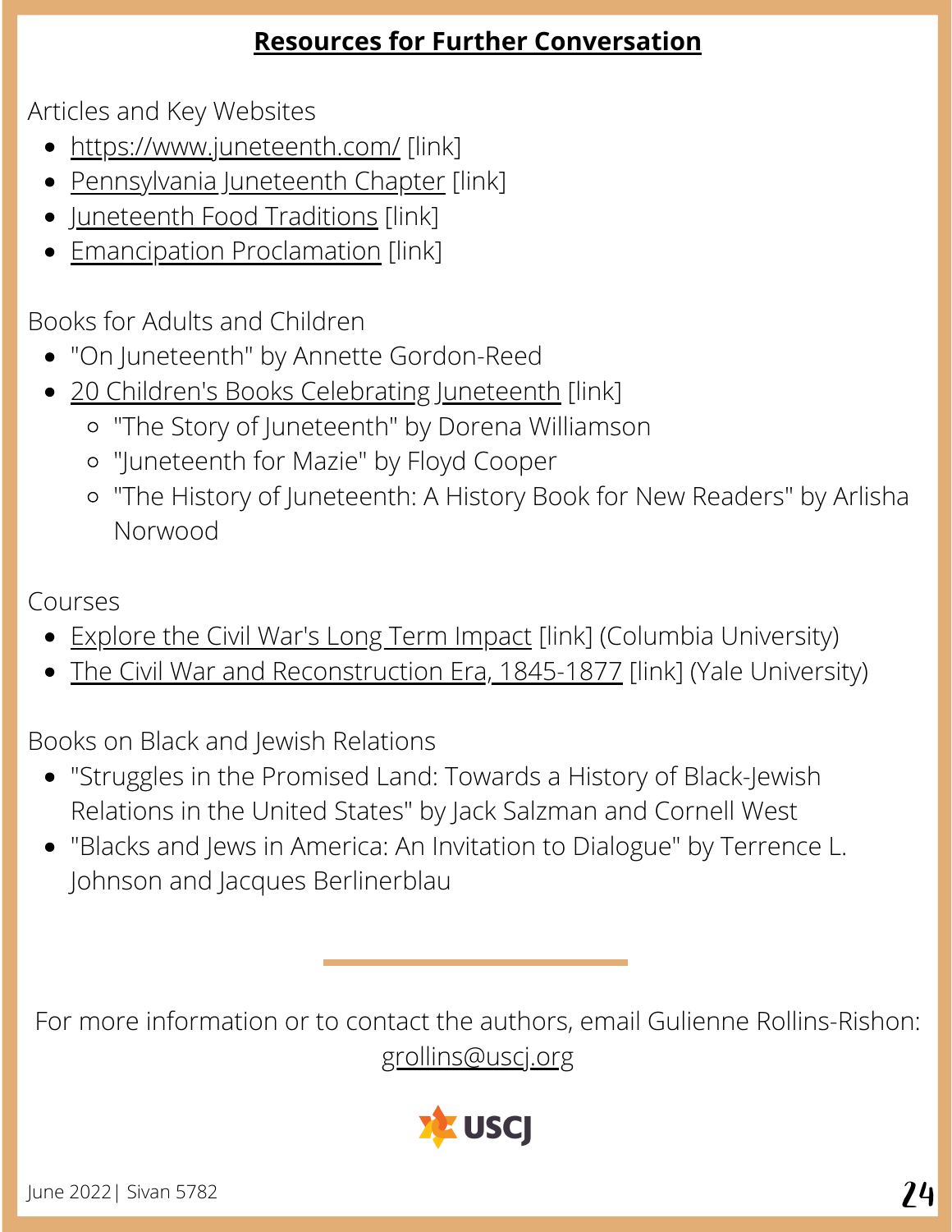## Resources for Further Conversation

Articles and Key Websites

- https://www.juneteenth.com/ [link]
- Pennsylvania Juneteenth Chapter [link]
- Juneteenth Food Traditions [link]
- Emancipation Proclamation [link]

Books for Adults and Children

- "On Juneteenth" by Annette Gordon-Reed
- 20 Children's Books Celebrating Juneteenth [link]
  - "The Story of Juneteenth" by Dorena Williamson
  - "Juneteenth for Mazie" by Floyd Cooper
  - "The History of Juneteenth: A History Book for New Readers" by Arlisha Norwood

Courses

- Explore the Civil War's Long Term Impact [link] (Columbia University)
- The Civil War and Reconstruction Era, 1845-1877 [link] (Yale University)

Books on Black and Jewish Relations

- "Struggles in the Promised Land: Towards a History of Black-Jewish Relations in the United States" by Jack Salzman and Cornell West
- "Blacks and Jews in America: An Invitation to Dialogue" by Terrence L. Johnson and Jacques Berlinerblau

---

For more information or to contact the authors, email Gulienne Rollins-Rishon: grollins@uscj.org

USCJ